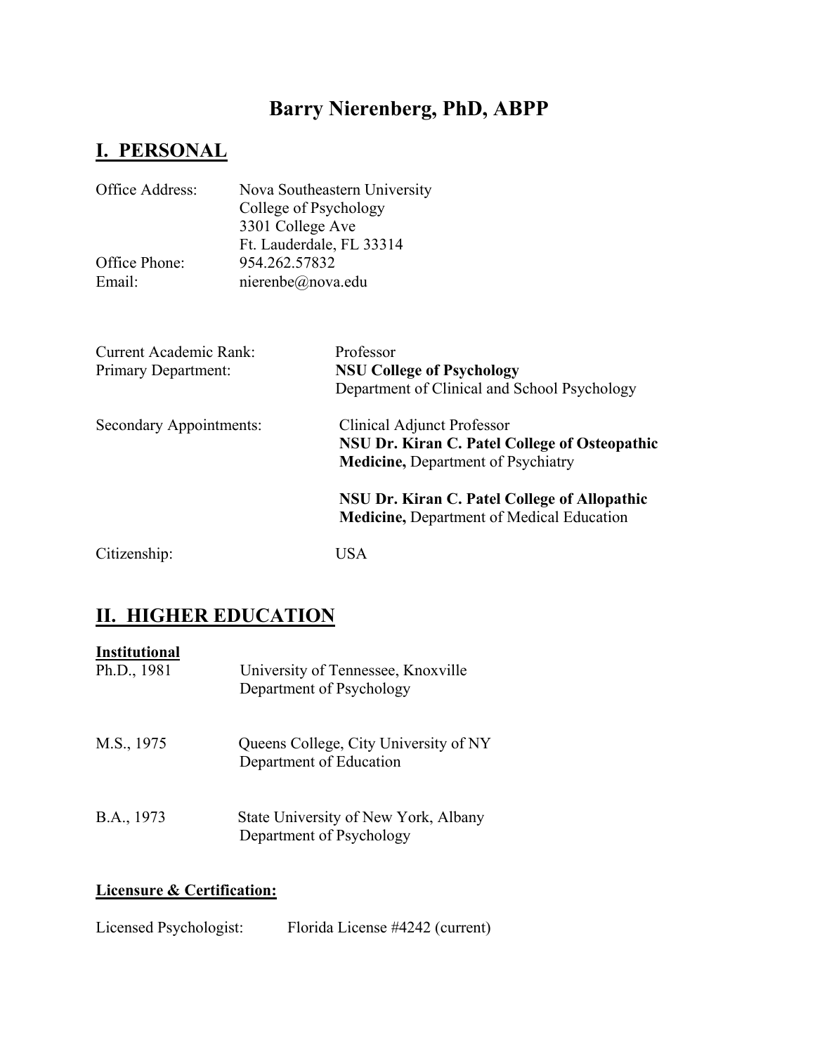# Barry Nierenberg, PhD, ABPP

## I. PERSONAL

Office Address: Nova Southeastern University
College of Psychology
3301 College Ave
Ft. Lauderdale, FL 33314

Office Phone: 954.262.57832

Email: nierenbe@nova.edu

Current Academic Rank: Professor

Primary Department: **NSU College of Psychology**
Department of Clinical and School Psychology

Secondary Appointments: Clinical Adjunct Professor
**NSU Dr. Kiran C. Patel College of Osteopathic Medicine,** Department of Psychiatry

**NSU Dr. Kiran C. Patel College of Allopathic Medicine,** Department of Medical Education

Citizenship: USA

## II. HIGHER EDUCATION

**Institutional**

Ph.D., 1981 — University of Tennessee, Knoxville
Department of Psychology

M.S., 1975 — Queens College, City University of NY
Department of Education

B.A., 1973 — State University of New York, Albany
Department of Psychology

**Licensure & Certification:**

Licensed Psychologist: Florida License #4242 (current)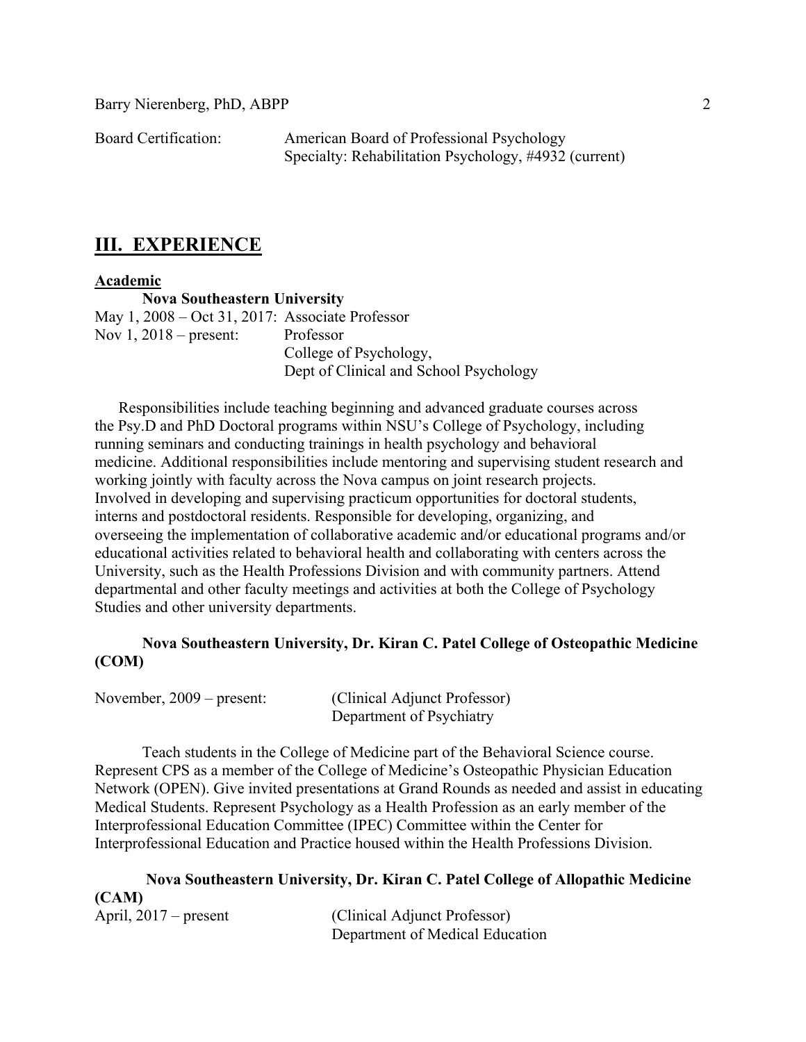Board Certification: American Board of Professional Psychology
Specialty: Rehabilitation Psychology, #4932 (current)

## III. EXPERIENCE

### Academic

**Nova Southeastern University**

May 1, 2008 – Oct 31, 2017: Associate Professor
Nov 1, 2018 – present: Professor
College of Psychology,
Dept of Clinical and School Psychology

Responsibilities include teaching beginning and advanced graduate courses across the Psy.D and PhD Doctoral programs within NSU's College of Psychology, including running seminars and conducting trainings in health psychology and behavioral medicine. Additional responsibilities include mentoring and supervising student research and working jointly with faculty across the Nova campus on joint research projects. Involved in developing and supervising practicum opportunities for doctoral students, interns and postdoctoral residents. Responsible for developing, organizing, and overseeing the implementation of collaborative academic and/or educational programs and/or educational activities related to behavioral health and collaborating with centers across the University, such as the Health Professions Division and with community partners. Attend departmental and other faculty meetings and activities at both the College of Psychology Studies and other university departments.

**Nova Southeastern University, Dr. Kiran C. Patel College of Osteopathic Medicine (COM)**

November, 2009 – present: (Clinical Adjunct Professor)
Department of Psychiatry

Teach students in the College of Medicine part of the Behavioral Science course. Represent CPS as a member of the College of Medicine's Osteopathic Physician Education Network (OPEN). Give invited presentations at Grand Rounds as needed and assist in educating Medical Students. Represent Psychology as a Health Profession as an early member of the Interprofessional Education Committee (IPEC) Committee within the Center for Interprofessional Education and Practice housed within the Health Professions Division.

**Nova Southeastern University, Dr. Kiran C. Patel College of Allopathic Medicine (CAM)**

April, 2017 – present (Clinical Adjunct Professor)
Department of Medical Education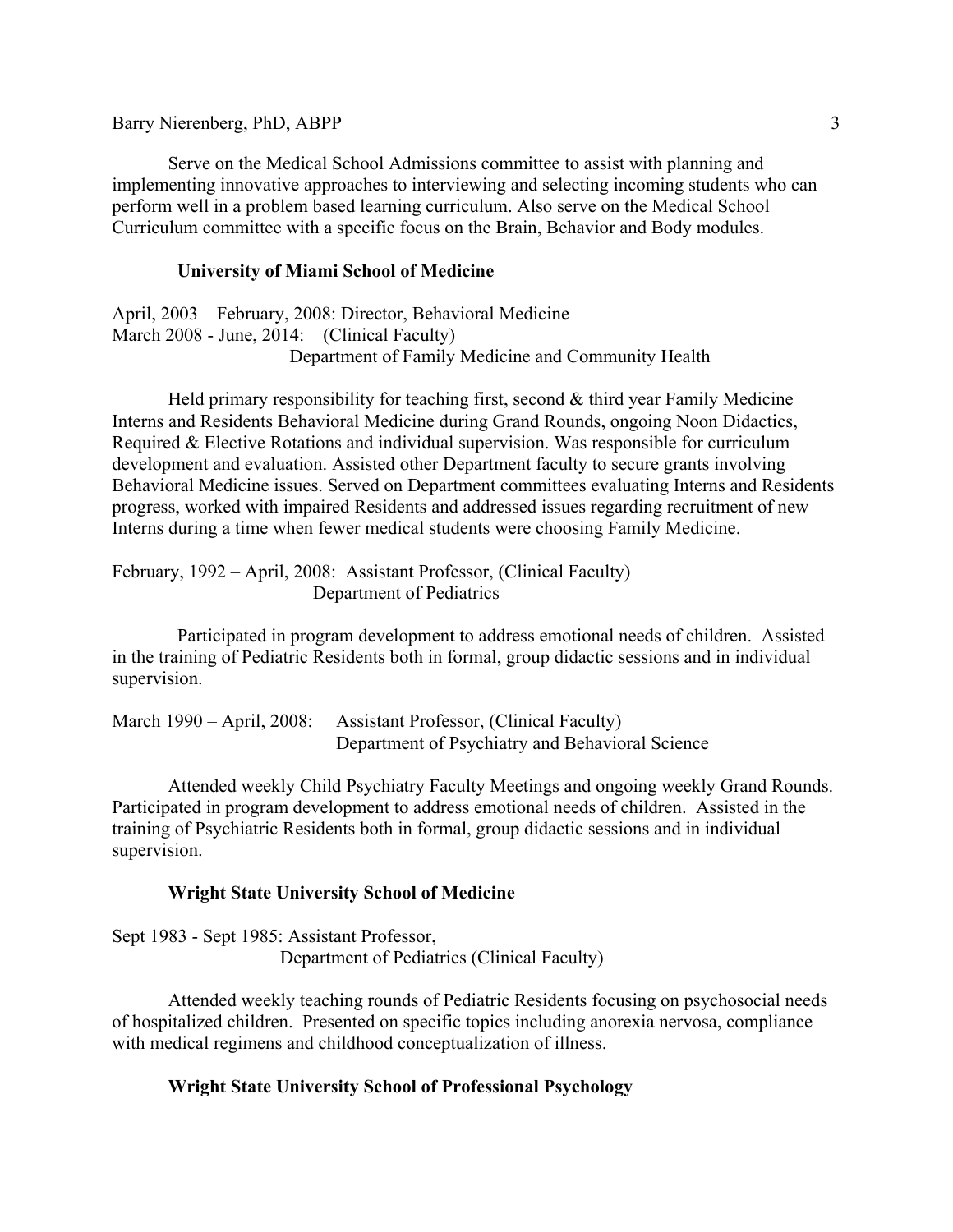Serve on the Medical School Admissions committee to assist with planning and implementing innovative approaches to interviewing and selecting incoming students who can perform well in a problem based learning curriculum. Also serve on the Medical School Curriculum committee with a specific focus on the Brain, Behavior and Body modules.

### University of Miami School of Medicine

April, 2003 – February, 2008: Director, Behavioral Medicine
March 2008 - June, 2014: (Clinical Faculty)
Department of Family Medicine and Community Health

Held primary responsibility for teaching first, second & third year Family Medicine Interns and Residents Behavioral Medicine during Grand Rounds, ongoing Noon Didactics, Required & Elective Rotations and individual supervision. Was responsible for curriculum development and evaluation. Assisted other Department faculty to secure grants involving Behavioral Medicine issues. Served on Department committees evaluating Interns and Residents progress, worked with impaired Residents and addressed issues regarding recruitment of new Interns during a time when fewer medical students were choosing Family Medicine.

February, 1992 – April, 2008: Assistant Professor, (Clinical Faculty)
Department of Pediatrics

Participated in program development to address emotional needs of children. Assisted in the training of Pediatric Residents both in formal, group didactic sessions and in individual supervision.

March 1990 – April, 2008: Assistant Professor, (Clinical Faculty)
Department of Psychiatry and Behavioral Science

Attended weekly Child Psychiatry Faculty Meetings and ongoing weekly Grand Rounds. Participated in program development to address emotional needs of children. Assisted in the training of Psychiatric Residents both in formal, group didactic sessions and in individual supervision.

### Wright State University School of Medicine

Sept 1983 - Sept 1985: Assistant Professor,
Department of Pediatrics (Clinical Faculty)

Attended weekly teaching rounds of Pediatric Residents focusing on psychosocial needs of hospitalized children. Presented on specific topics including anorexia nervosa, compliance with medical regimens and childhood conceptualization of illness.

### Wright State University School of Professional Psychology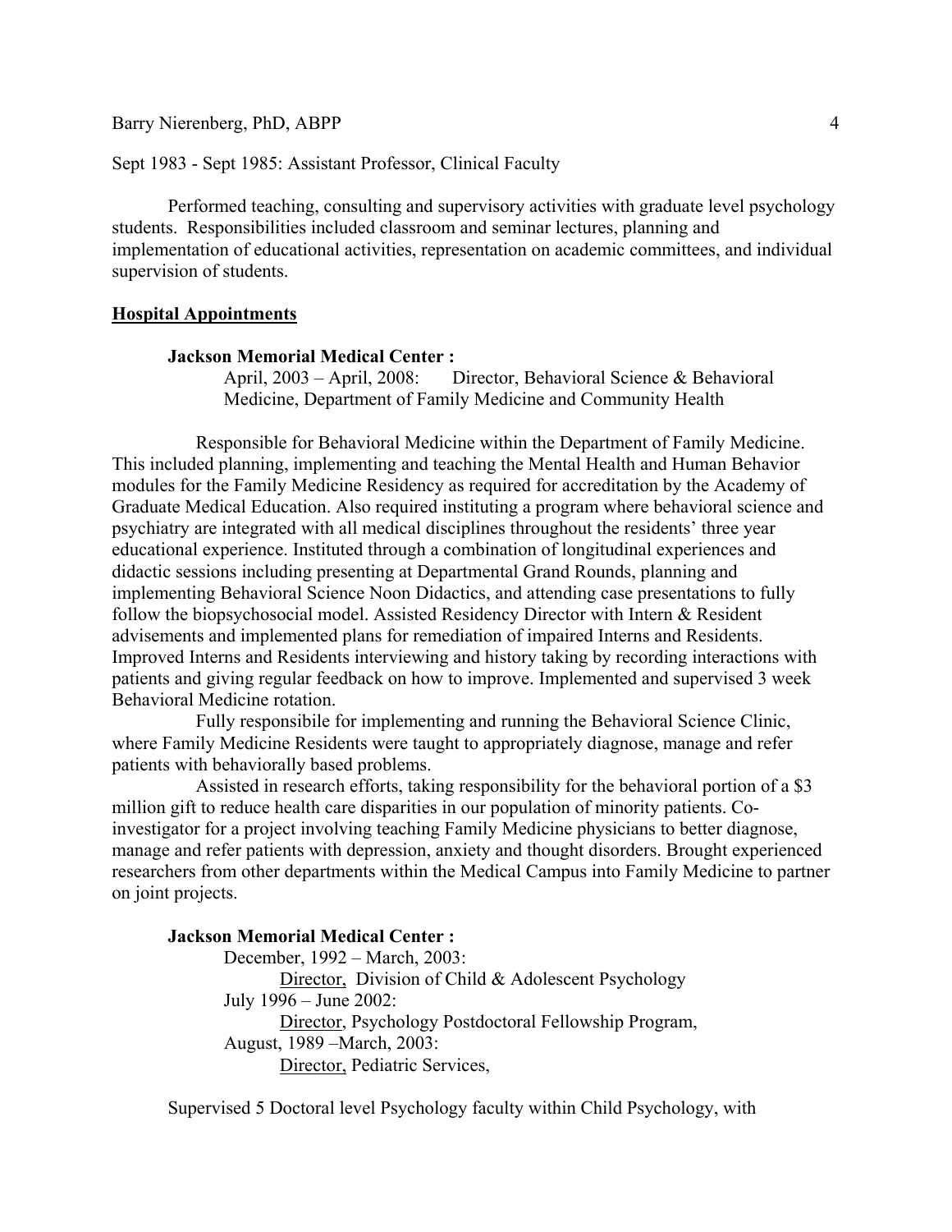Sept 1983 - Sept 1985: Assistant Professor, Clinical Faculty

Performed teaching, consulting and supervisory activities with graduate level psychology students. Responsibilities included classroom and seminar lectures, planning and implementation of educational activities, representation on academic committees, and individual supervision of students.

## Hospital Appointments

**Jackson Memorial Medical Center :**

April, 2003 – April, 2008: Director, Behavioral Science & Behavioral Medicine, Department of Family Medicine and Community Health

Responsible for Behavioral Medicine within the Department of Family Medicine. This included planning, implementing and teaching the Mental Health and Human Behavior modules for the Family Medicine Residency as required for accreditation by the Academy of Graduate Medical Education. Also required instituting a program where behavioral science and psychiatry are integrated with all medical disciplines throughout the residents' three year educational experience. Instituted through a combination of longitudinal experiences and didactic sessions including presenting at Departmental Grand Rounds, planning and implementing Behavioral Science Noon Didactics, and attending case presentations to fully follow the biopsychosocial model. Assisted Residency Director with Intern & Resident advisements and implemented plans for remediation of impaired Interns and Residents. Improved Interns and Residents interviewing and history taking by recording interactions with patients and giving regular feedback on how to improve. Implemented and supervised 3 week Behavioral Medicine rotation.

Fully responsibile for implementing and running the Behavioral Science Clinic, where Family Medicine Residents were taught to appropriately diagnose, manage and refer patients with behaviorally based problems.

Assisted in research efforts, taking responsibility for the behavioral portion of a $3 million gift to reduce health care disparities in our population of minority patients. Co-investigator for a project involving teaching Family Medicine physicians to better diagnose, manage and refer patients with depression, anxiety and thought disorders. Brought experienced researchers from other departments within the Medical Campus into Family Medicine to partner on joint projects.

**Jackson Memorial Medical Center :**

December, 1992 – March, 2003:
<u>Director,</u> Division of Child & Adolescent Psychology

July 1996 – June 2002:
<u>Director</u>, Psychology Postdoctoral Fellowship Program,

August, 1989 –March, 2003:
<u>Director,</u> Pediatric Services,

Supervised 5 Doctoral level Psychology faculty within Child Psychology, with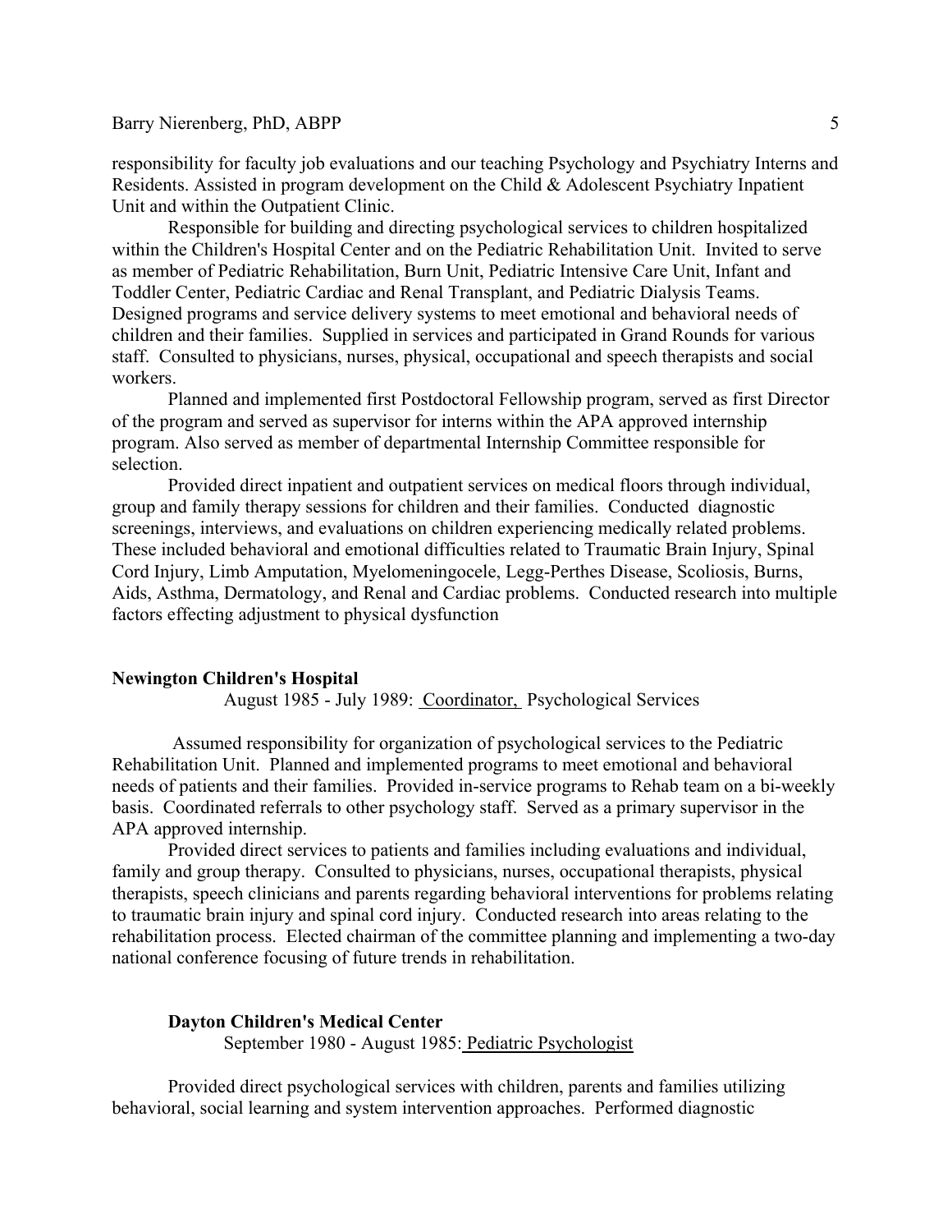responsibility for faculty job evaluations and our teaching Psychology and Psychiatry Interns and Residents. Assisted in program development on the Child & Adolescent Psychiatry Inpatient Unit and within the Outpatient Clinic.

Responsible for building and directing psychological services to children hospitalized within the Children's Hospital Center and on the Pediatric Rehabilitation Unit. Invited to serve as member of Pediatric Rehabilitation, Burn Unit, Pediatric Intensive Care Unit, Infant and Toddler Center, Pediatric Cardiac and Renal Transplant, and Pediatric Dialysis Teams. Designed programs and service delivery systems to meet emotional and behavioral needs of children and their families. Supplied in services and participated in Grand Rounds for various staff. Consulted to physicians, nurses, physical, occupational and speech therapists and social workers.

Planned and implemented first Postdoctoral Fellowship program, served as first Director of the program and served as supervisor for interns within the APA approved internship program. Also served as member of departmental Internship Committee responsible for selection.

Provided direct inpatient and outpatient services on medical floors through individual, group and family therapy sessions for children and their families. Conducted diagnostic screenings, interviews, and evaluations on children experiencing medically related problems. These included behavioral and emotional difficulties related to Traumatic Brain Injury, Spinal Cord Injury, Limb Amputation, Myelomeningocele, Legg-Perthes Disease, Scoliosis, Burns, Aids, Asthma, Dermatology, and Renal and Cardiac problems. Conducted research into multiple factors effecting adjustment to physical dysfunction

**Newington Children's Hospital**

August 1985 - July 1989: Coordinator, Psychological Services

Assumed responsibility for organization of psychological services to the Pediatric Rehabilitation Unit. Planned and implemented programs to meet emotional and behavioral needs of patients and their families. Provided in-service programs to Rehab team on a bi-weekly basis. Coordinated referrals to other psychology staff. Served as a primary supervisor in the APA approved internship.

Provided direct services to patients and families including evaluations and individual, family and group therapy. Consulted to physicians, nurses, occupational therapists, physical therapists, speech clinicians and parents regarding behavioral interventions for problems relating to traumatic brain injury and spinal cord injury. Conducted research into areas relating to the rehabilitation process. Elected chairman of the committee planning and implementing a two-day national conference focusing of future trends in rehabilitation.

**Dayton Children's Medical Center**

September 1980 - August 1985: Pediatric Psychologist

Provided direct psychological services with children, parents and families utilizing behavioral, social learning and system intervention approaches. Performed diagnostic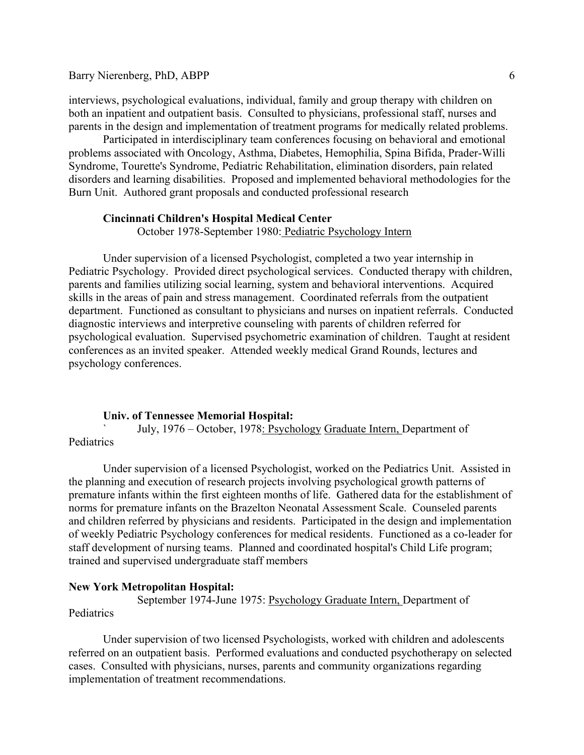interviews, psychological evaluations, individual, family and group therapy with children on both an inpatient and outpatient basis. Consulted to physicians, professional staff, nurses and parents in the design and implementation of treatment programs for medically related problems.

Participated in interdisciplinary team conferences focusing on behavioral and emotional problems associated with Oncology, Asthma, Diabetes, Hemophilia, Spina Bifida, Prader-Willi Syndrome, Tourette's Syndrome, Pediatric Rehabilitation, elimination disorders, pain related disorders and learning disabilities. Proposed and implemented behavioral methodologies for the Burn Unit. Authored grant proposals and conducted professional research

**Cincinnati Children's Hospital Medical Center**

October 1978-September 1980: Pediatric Psychology Intern

Under supervision of a licensed Psychologist, completed a two year internship in Pediatric Psychology. Provided direct psychological services. Conducted therapy with children, parents and families utilizing social learning, system and behavioral interventions. Acquired skills in the areas of pain and stress management. Coordinated referrals from the outpatient department. Functioned as consultant to physicians and nurses on inpatient referrals. Conducted diagnostic interviews and interpretive counseling with parents of children referred for psychological evaluation. Supervised psychometric examination of children. Taught at resident conferences as an invited speaker. Attended weekly medical Grand Rounds, lectures and psychology conferences.

**Univ. of Tennessee Memorial Hospital:**

` July, 1976 – October, 1978: Psychology Graduate Intern, Department of Pediatrics

Under supervision of a licensed Psychologist, worked on the Pediatrics Unit. Assisted in the planning and execution of research projects involving psychological growth patterns of premature infants within the first eighteen months of life. Gathered data for the establishment of norms for premature infants on the Brazelton Neonatal Assessment Scale. Counseled parents and children referred by physicians and residents. Participated in the design and implementation of weekly Pediatric Psychology conferences for medical residents. Functioned as a co-leader for staff development of nursing teams. Planned and coordinated hospital's Child Life program; trained and supervised undergraduate staff members

**New York Metropolitan Hospital:**

September 1974-June 1975: Psychology Graduate Intern, Department of Pediatrics

Under supervision of two licensed Psychologists, worked with children and adolescents referred on an outpatient basis. Performed evaluations and conducted psychotherapy on selected cases. Consulted with physicians, nurses, parents and community organizations regarding implementation of treatment recommendations.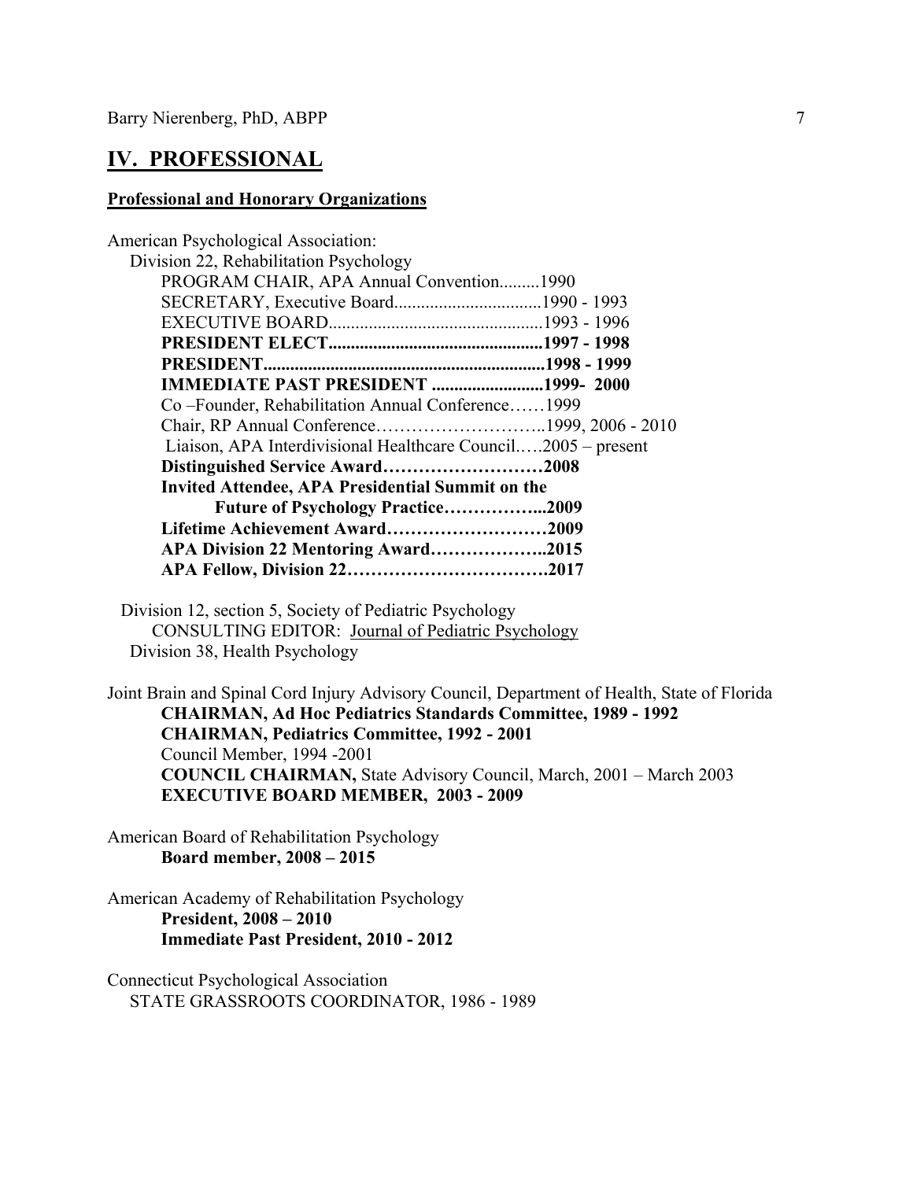## IV. PROFESSIONAL

### Professional and Honorary Organizations

American Psychological Association:

Division 22, Rehabilitation Psychology

- PROGRAM CHAIR, APA Annual Convention.........1990
- SECRETARY, Executive Board.................................1990 - 1993
- EXECUTIVE BOARD................................................1993 - 1996
- **PRESIDENT ELECT................................................1997 - 1998**
- **PRESIDENT...............................................................1998 - 1999**
- **IMMEDIATE PAST PRESIDENT .........................1999- 2000**
- Co –Founder, Rehabilitation Annual Conference……1999
- Chair, RP Annual Conference………………………..1999, 2006 - 2010
- Liaison, APA Interdivisional Healthcare Council.….2005 – present
- **Distinguished Service Award………………………2008**
- **Invited Attendee, APA Presidential Summit on the Future of Psychology Practice……………...2009**
- **Lifetime Achievement Award………………………2009**
- **APA Division 22 Mentoring Award………………..2015**
- **APA Fellow, Division 22…………………………….2017**

Division 12, section 5, Society of Pediatric Psychology

CONSULTING EDITOR: Journal of Pediatric Psychology

Division 38, Health Psychology

Joint Brain and Spinal Cord Injury Advisory Council, Department of Health, State of Florida

**CHAIRMAN, Ad Hoc Pediatrics Standards Committee, 1989 - 1992**

**CHAIRMAN, Pediatrics Committee, 1992 - 2001**

Council Member, 1994 -2001

**COUNCIL CHAIRMAN,** State Advisory Council, March, 2001 – March 2003

**EXECUTIVE BOARD MEMBER, 2003 - 2009**

American Board of Rehabilitation Psychology

**Board member, 2008 – 2015**

American Academy of Rehabilitation Psychology

**President, 2008 – 2010**

**Immediate Past President, 2010 - 2012**

Connecticut Psychological Association

STATE GRASSROOTS COORDINATOR, 1986 - 1989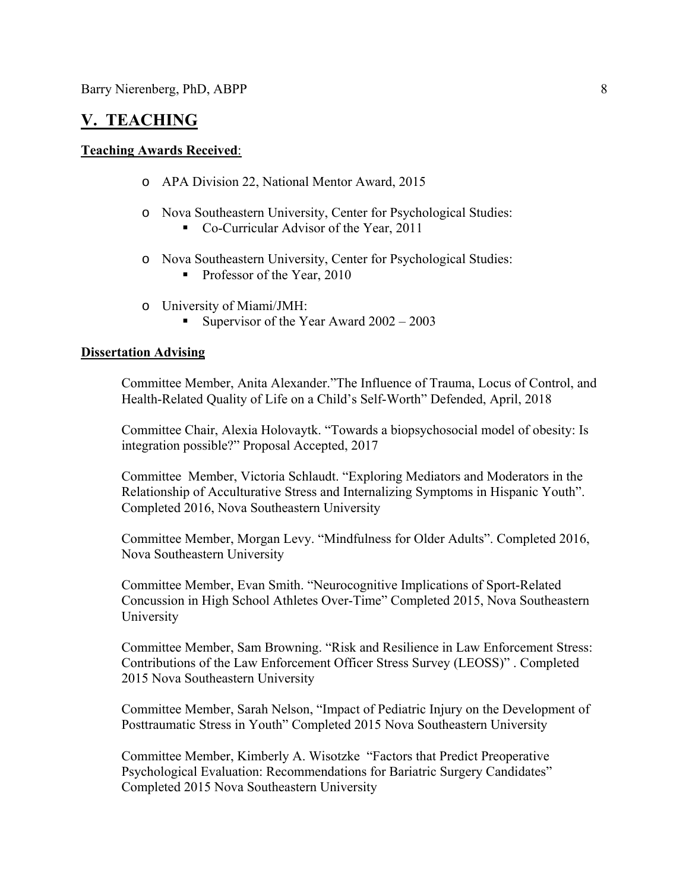## V. TEACHING

**Teaching Awards Received**:

- APA Division 22, National Mentor Award, 2015
- Nova Southeastern University, Center for Psychological Studies:
  - Co-Curricular Advisor of the Year, 2011
- Nova Southeastern University, Center for Psychological Studies:
  - Professor of the Year, 2010
- University of Miami/JMH:
  - Supervisor of the Year Award 2002 – 2003

**Dissertation Advising**

Committee Member, Anita Alexander."The Influence of Trauma, Locus of Control, and Health-Related Quality of Life on a Child's Self-Worth" Defended, April, 2018

Committee Chair, Alexia Holovaytk. "Towards a biopsychosocial model of obesity: Is integration possible?" Proposal Accepted, 2017

Committee Member, Victoria Schlaudt. "Exploring Mediators and Moderators in the Relationship of Acculturative Stress and Internalizing Symptoms in Hispanic Youth". Completed 2016, Nova Southeastern University

Committee Member, Morgan Levy. "Mindfulness for Older Adults". Completed 2016, Nova Southeastern University

Committee Member, Evan Smith. "Neurocognitive Implications of Sport-Related Concussion in High School Athletes Over-Time" Completed 2015, Nova Southeastern University

Committee Member, Sam Browning. "Risk and Resilience in Law Enforcement Stress: Contributions of the Law Enforcement Officer Stress Survey (LEOSS)" . Completed 2015 Nova Southeastern University

Committee Member, Sarah Nelson, "Impact of Pediatric Injury on the Development of Posttraumatic Stress in Youth" Completed 2015 Nova Southeastern University

Committee Member, Kimberly A. Wisotzke "Factors that Predict Preoperative Psychological Evaluation: Recommendations for Bariatric Surgery Candidates" Completed 2015 Nova Southeastern University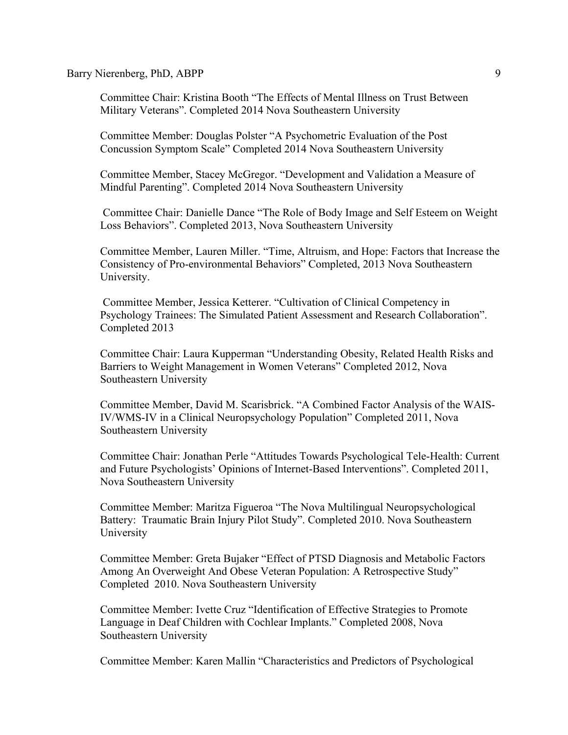Committee Chair: Kristina Booth "The Effects of Mental Illness on Trust Between Military Veterans". Completed 2014 Nova Southeastern University

Committee Member: Douglas Polster "A Psychometric Evaluation of the Post Concussion Symptom Scale" Completed 2014 Nova Southeastern University

Committee Member, Stacey McGregor. "Development and Validation a Measure of Mindful Parenting". Completed 2014 Nova Southeastern University

Committee Chair: Danielle Dance "The Role of Body Image and Self Esteem on Weight Loss Behaviors". Completed 2013, Nova Southeastern University

Committee Member, Lauren Miller. "Time, Altruism, and Hope: Factors that Increase the Consistency of Pro-environmental Behaviors" Completed, 2013 Nova Southeastern University.

Committee Member, Jessica Ketterer. "Cultivation of Clinical Competency in Psychology Trainees: The Simulated Patient Assessment and Research Collaboration". Completed 2013

Committee Chair: Laura Kupperman "Understanding Obesity, Related Health Risks and Barriers to Weight Management in Women Veterans" Completed 2012, Nova Southeastern University

Committee Member, David M. Scarisbrick. "A Combined Factor Analysis of the WAIS-IV/WMS-IV in a Clinical Neuropsychology Population" Completed 2011, Nova Southeastern University

Committee Chair: Jonathan Perle "Attitudes Towards Psychological Tele-Health: Current and Future Psychologists' Opinions of Internet-Based Interventions". Completed 2011, Nova Southeastern University

Committee Member: Maritza Figueroa "The Nova Multilingual Neuropsychological Battery: Traumatic Brain Injury Pilot Study". Completed 2010. Nova Southeastern University

Committee Member: Greta Bujaker "Effect of PTSD Diagnosis and Metabolic Factors Among An Overweight And Obese Veteran Population: A Retrospective Study" Completed 2010. Nova Southeastern University

Committee Member: Ivette Cruz "Identification of Effective Strategies to Promote Language in Deaf Children with Cochlear Implants." Completed 2008, Nova Southeastern University

Committee Member: Karen Mallin "Characteristics and Predictors of Psychological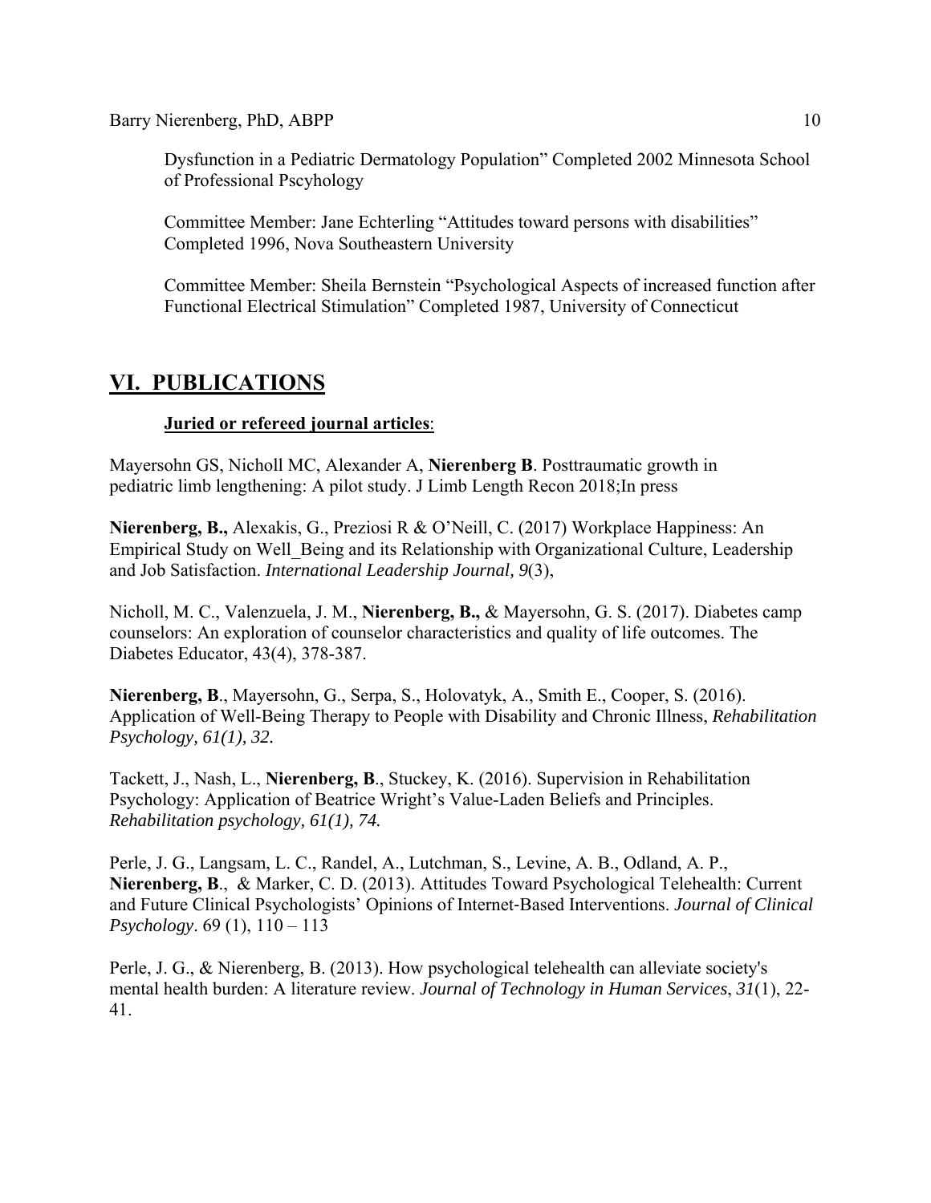Dysfunction in a Pediatric Dermatology Population" Completed 2002 Minnesota School of Professional Pscyhology

Committee Member: Jane Echterling "Attitudes toward persons with disabilities" Completed 1996, Nova Southeastern University

Committee Member: Sheila Bernstein "Psychological Aspects of increased function after Functional Electrical Stimulation" Completed 1987, University of Connecticut

## VI. PUBLICATIONS

### Juried or refereed journal articles:

Mayersohn GS, Nicholl MC, Alexander A, **Nierenberg B**. Posttraumatic growth in pediatric limb lengthening: A pilot study. J Limb Length Recon 2018;In press

**Nierenberg, B.,** Alexakis, G., Preziosi R & O'Neill, C. (2017) Workplace Happiness: An Empirical Study on Well_Being and its Relationship with Organizational Culture, Leadership and Job Satisfaction. *International Leadership Journal, 9*(3),

Nicholl, M. C., Valenzuela, J. M., **Nierenberg, B.,** & Mayersohn, G. S. (2017). Diabetes camp counselors: An exploration of counselor characteristics and quality of life outcomes. The Diabetes Educator, 43(4), 378-387.

**Nierenberg, B**., Mayersohn, G., Serpa, S., Holovatyk, A., Smith E., Cooper, S. (2016). Application of Well-Being Therapy to People with Disability and Chronic Illness, *Rehabilitation Psychology, 61(1), 32.*

Tackett, J., Nash, L., **Nierenberg, B**., Stuckey, K. (2016). Supervision in Rehabilitation Psychology: Application of Beatrice Wright's Value-Laden Beliefs and Principles. *Rehabilitation psychology, 61(1), 74.*

Perle, J. G., Langsam, L. C., Randel, A., Lutchman, S., Levine, A. B., Odland, A. P., **Nierenberg, B**., & Marker, C. D. (2013). Attitudes Toward Psychological Telehealth: Current and Future Clinical Psychologists' Opinions of Internet-Based Interventions. *Journal of Clinical Psychology*. 69 (1), 110 – 113

Perle, J. G., & Nierenberg, B. (2013). How psychological telehealth can alleviate society's mental health burden: A literature review. *Journal of Technology in Human Services*, *31*(1), 22-41.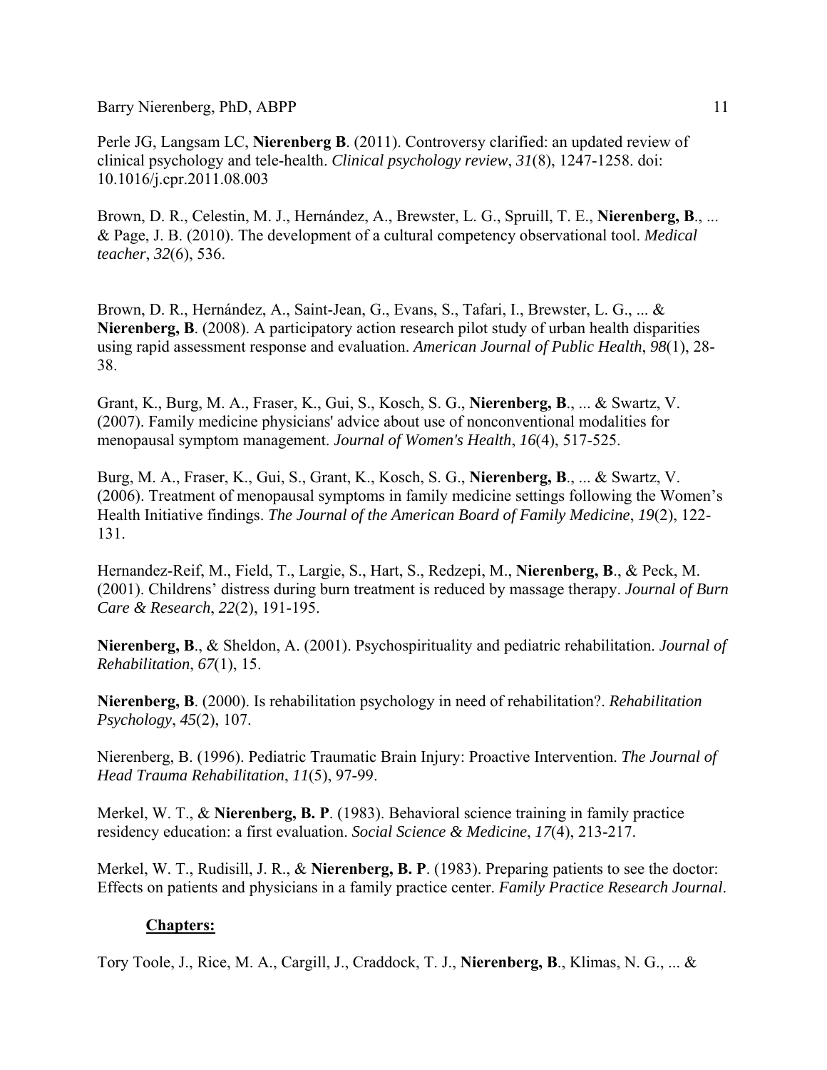Perle JG, Langsam LC, **Nierenberg B**. (2011). Controversy clarified: an updated review of clinical psychology and tele-health. *Clinical psychology review*, *31*(8), 1247-1258. doi: 10.1016/j.cpr.2011.08.003

Brown, D. R., Celestin, M. J., Hernández, A., Brewster, L. G., Spruill, T. E., **Nierenberg, B**., ... & Page, J. B. (2010). The development of a cultural competency observational tool. *Medical teacher*, *32*(6), 536.

Brown, D. R., Hernández, A., Saint-Jean, G., Evans, S., Tafari, I., Brewster, L. G., ... & **Nierenberg, B**. (2008). A participatory action research pilot study of urban health disparities using rapid assessment response and evaluation. *American Journal of Public Health*, *98*(1), 28-38.

Grant, K., Burg, M. A., Fraser, K., Gui, S., Kosch, S. G., **Nierenberg, B**., ... & Swartz, V. (2007). Family medicine physicians' advice about use of nonconventional modalities for menopausal symptom management. *Journal of Women's Health*, *16*(4), 517-525.

Burg, M. A., Fraser, K., Gui, S., Grant, K., Kosch, S. G., **Nierenberg, B**., ... & Swartz, V. (2006). Treatment of menopausal symptoms in family medicine settings following the Women's Health Initiative findings. *The Journal of the American Board of Family Medicine*, *19*(2), 122-131.

Hernandez-Reif, M., Field, T., Largie, S., Hart, S., Redzepi, M., **Nierenberg, B**., & Peck, M. (2001). Childrens' distress during burn treatment is reduced by massage therapy. *Journal of Burn Care & Research*, *22*(2), 191-195.

**Nierenberg, B**., & Sheldon, A. (2001). Psychospirituality and pediatric rehabilitation. *Journal of Rehabilitation*, *67*(1), 15.

**Nierenberg, B**. (2000). Is rehabilitation psychology in need of rehabilitation?. *Rehabilitation Psychology*, *45*(2), 107.

Nierenberg, B. (1996). Pediatric Traumatic Brain Injury: Proactive Intervention. *The Journal of Head Trauma Rehabilitation*, *11*(5), 97-99.

Merkel, W. T., & **Nierenberg, B. P**. (1983). Behavioral science training in family practice residency education: a first evaluation. *Social Science & Medicine*, *17*(4), 213-217.

Merkel, W. T., Rudisill, J. R., & **Nierenberg, B. P**. (1983). Preparing patients to see the doctor: Effects on patients and physicians in a family practice center. *Family Practice Research Journal*.

**Chapters:**

Tory Toole, J., Rice, M. A., Cargill, J., Craddock, T. J., **Nierenberg, B**., Klimas, N. G., ... &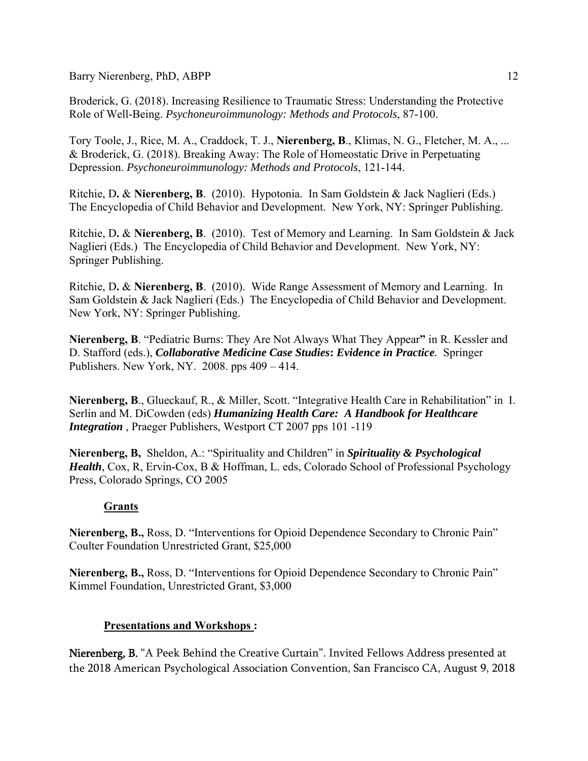Broderick, G. (2018). Increasing Resilience to Traumatic Stress: Understanding the Protective Role of Well-Being. *Psychoneuroimmunology: Methods and Protocols*, 87-100.

Tory Toole, J., Rice, M. A., Craddock, T. J., **Nierenberg, B**., Klimas, N. G., Fletcher, M. A., ... & Broderick, G. (2018). Breaking Away: The Role of Homeostatic Drive in Perpetuating Depression. *Psychoneuroimmunology: Methods and Protocols*, 121-144.

Ritchie, D**.** & **Nierenberg, B**. (2010). Hypotonia. In Sam Goldstein & Jack Naglieri (Eds.) The Encyclopedia of Child Behavior and Development. New York, NY: Springer Publishing.

Ritchie, D**.** & **Nierenberg, B**. (2010). Test of Memory and Learning. In Sam Goldstein & Jack Naglieri (Eds.) The Encyclopedia of Child Behavior and Development. New York, NY: Springer Publishing.

Ritchie, D**.** & **Nierenberg, B**. (2010). Wide Range Assessment of Memory and Learning. In Sam Goldstein & Jack Naglieri (Eds.) The Encyclopedia of Child Behavior and Development. New York, NY: Springer Publishing.

**Nierenberg, B**. "Pediatric Burns: They Are Not Always What They Appear**"** in R. Kessler and D. Stafford (eds.), ***Collaborative Medicine Case Studies*****:** ***Evidence in Practice***. Springer Publishers. New York, NY. 2008. pps 409 – 414.

**Nierenberg, B**., Glueckauf, R., & Miller, Scott. "Integrative Health Care in Rehabilitation" in I. Serlin and M. DiCowden (eds) ***Humanizing Health Care: A Handbook for Healthcare Integration*** , Praeger Publishers, Westport CT 2007 pps 101 -119

**Nierenberg, B,** Sheldon, A.: "Spirituality and Children" in ***Spirituality & Psychological Health***, Cox, R, Ervin-Cox, B & Hoffman, L. eds, Colorado School of Professional Psychology Press, Colorado Springs, CO 2005

## Grants

**Nierenberg, B.,** Ross, D. "Interventions for Opioid Dependence Secondary to Chronic Pain" Coulter Foundation Unrestricted Grant, $25,000

**Nierenberg, B.,** Ross, D. "Interventions for Opioid Dependence Secondary to Chronic Pain" Kimmel Foundation, Unrestricted Grant, $3,000

## Presentations and Workshops :

**Nierenberg, B.** "A Peek Behind the Creative Curtain". Invited Fellows Address presented at the 2018 American Psychological Association Convention, San Francisco CA, August 9, 2018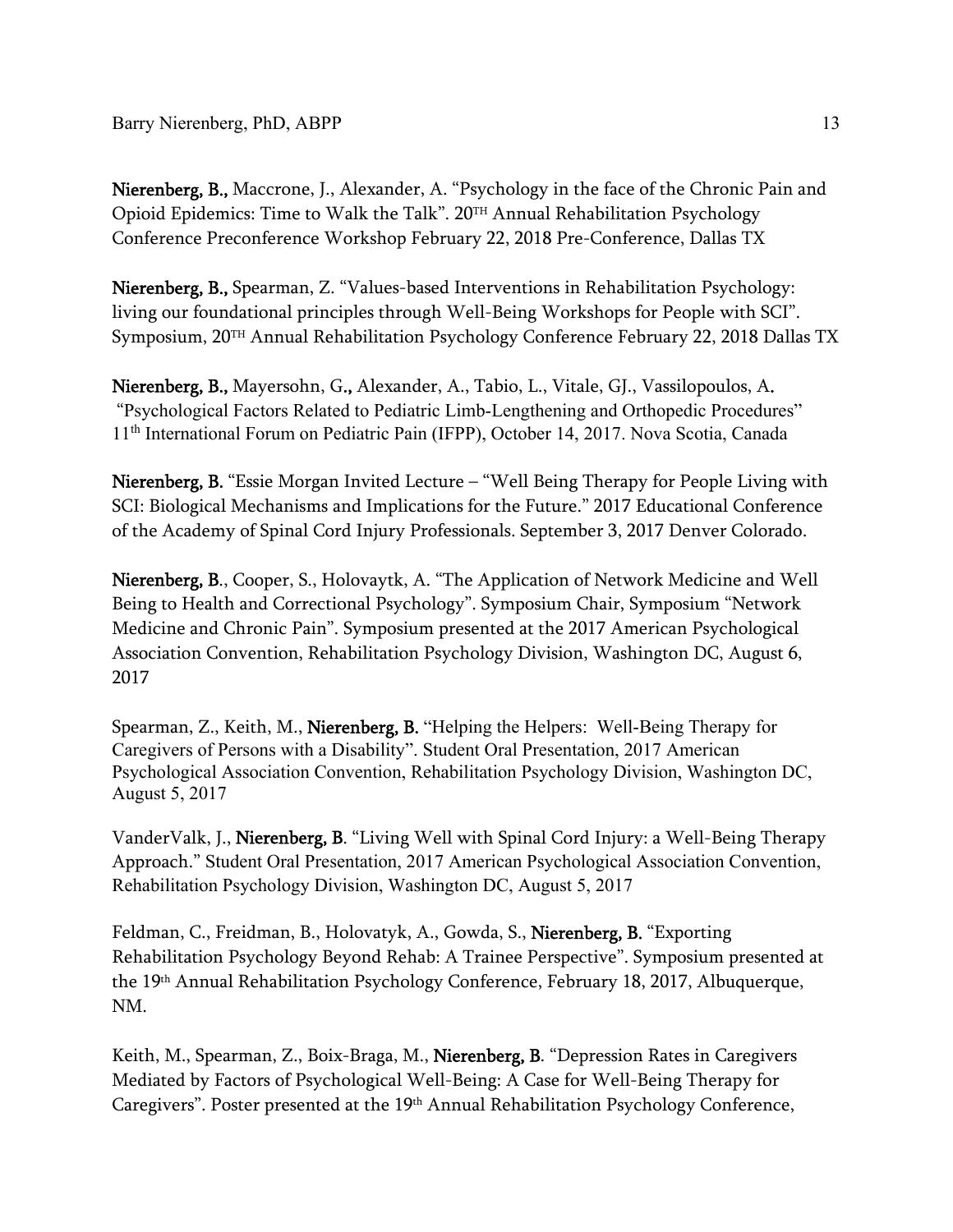**Nierenberg, B.,** Maccrone, J., Alexander, A. "Psychology in the face of the Chronic Pain and Opioid Epidemics: Time to Walk the Talk". 20TH Annual Rehabilitation Psychology Conference Preconference Workshop February 22, 2018 Pre-Conference, Dallas TX

**Nierenberg, B.,** Spearman, Z. "Values-based Interventions in Rehabilitation Psychology: living our foundational principles through Well-Being Workshops for People with SCI". Symposium, 20TH Annual Rehabilitation Psychology Conference February 22, 2018 Dallas TX

**Nierenberg, B.,** Mayersohn, G., Alexander, A., Tabio, L., Vitale, GJ., Vassilopoulos, A. "Psychological Factors Related to Pediatric Limb-Lengthening and Orthopedic Procedures" 11th International Forum on Pediatric Pain (IFPP), October 14, 2017. Nova Scotia, Canada

**Nierenberg, B.** "Essie Morgan Invited Lecture – "Well Being Therapy for People Living with SCI: Biological Mechanisms and Implications for the Future." 2017 Educational Conference of the Academy of Spinal Cord Injury Professionals. September 3, 2017 Denver Colorado.

**Nierenberg, B**., Cooper, S., Holovaytk, A. "The Application of Network Medicine and Well Being to Health and Correctional Psychology". Symposium Chair, Symposium "Network Medicine and Chronic Pain". Symposium presented at the 2017 American Psychological Association Convention, Rehabilitation Psychology Division, Washington DC, August 6, 2017

Spearman, Z., Keith, M., **Nierenberg, B.** "Helping the Helpers: Well-Being Therapy for Caregivers of Persons with a Disability". Student Oral Presentation, 2017 American Psychological Association Convention, Rehabilitation Psychology Division, Washington DC, August 5, 2017

VanderValk, J., **Nierenberg, B**. "Living Well with Spinal Cord Injury: a Well-Being Therapy Approach." Student Oral Presentation, 2017 American Psychological Association Convention, Rehabilitation Psychology Division, Washington DC, August 5, 2017

Feldman, C., Freidman, B., Holovatyk, A., Gowda, S., **Nierenberg, B.** "Exporting Rehabilitation Psychology Beyond Rehab: A Trainee Perspective". Symposium presented at the 19th Annual Rehabilitation Psychology Conference, February 18, 2017, Albuquerque, NM.

Keith, M., Spearman, Z., Boix-Braga, M., **Nierenberg, B**. "Depression Rates in Caregivers Mediated by Factors of Psychological Well-Being: A Case for Well-Being Therapy for Caregivers". Poster presented at the 19th Annual Rehabilitation Psychology Conference,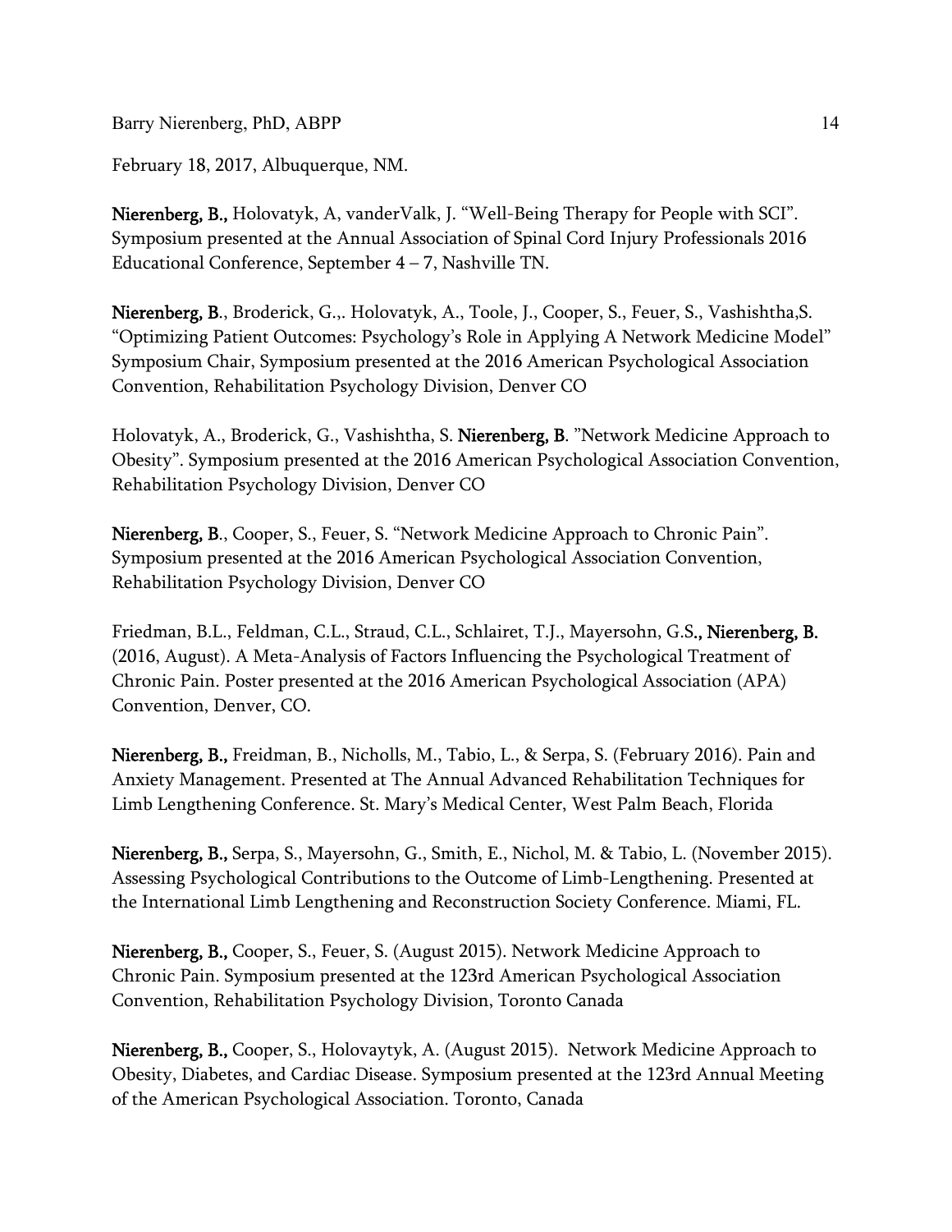February 18, 2017, Albuquerque, NM.

**Nierenberg, B.,** Holovatyk, A, vanderValk, J. "Well-Being Therapy for People with SCI". Symposium presented at the Annual Association of Spinal Cord Injury Professionals 2016 Educational Conference, September 4 – 7, Nashville TN.

**Nierenberg, B**., Broderick, G.,. Holovatyk, A., Toole, J., Cooper, S., Feuer, S., Vashishtha,S. "Optimizing Patient Outcomes: Psychology's Role in Applying A Network Medicine Model" Symposium Chair, Symposium presented at the 2016 American Psychological Association Convention, Rehabilitation Psychology Division, Denver CO

Holovatyk, A., Broderick, G., Vashishtha, S. **Nierenberg, B**. "Network Medicine Approach to Obesity". Symposium presented at the 2016 American Psychological Association Convention, Rehabilitation Psychology Division, Denver CO

**Nierenberg, B**., Cooper, S., Feuer, S. "Network Medicine Approach to Chronic Pain". Symposium presented at the 2016 American Psychological Association Convention, Rehabilitation Psychology Division, Denver CO

Friedman, B.L., Feldman, C.L., Straud, C.L., Schlairet, T.J., Mayersohn, G.S**., Nierenberg, B.** (2016, August). A Meta-Analysis of Factors Influencing the Psychological Treatment of Chronic Pain. Poster presented at the 2016 American Psychological Association (APA) Convention, Denver, CO.

**Nierenberg, B.,** Freidman, B., Nicholls, M., Tabio, L., & Serpa, S. (February 2016). Pain and Anxiety Management. Presented at The Annual Advanced Rehabilitation Techniques for Limb Lengthening Conference. St. Mary's Medical Center, West Palm Beach, Florida

**Nierenberg, B.,** Serpa, S., Mayersohn, G., Smith, E., Nichol, M. & Tabio, L. (November 2015). Assessing Psychological Contributions to the Outcome of Limb-Lengthening. Presented at the International Limb Lengthening and Reconstruction Society Conference. Miami, FL.

**Nierenberg, B.,** Cooper, S., Feuer, S. (August 2015). Network Medicine Approach to Chronic Pain. Symposium presented at the 123rd American Psychological Association Convention, Rehabilitation Psychology Division, Toronto Canada

**Nierenberg, B.,** Cooper, S., Holovaytyk, A. (August 2015). Network Medicine Approach to Obesity, Diabetes, and Cardiac Disease. Symposium presented at the 123rd Annual Meeting of the American Psychological Association. Toronto, Canada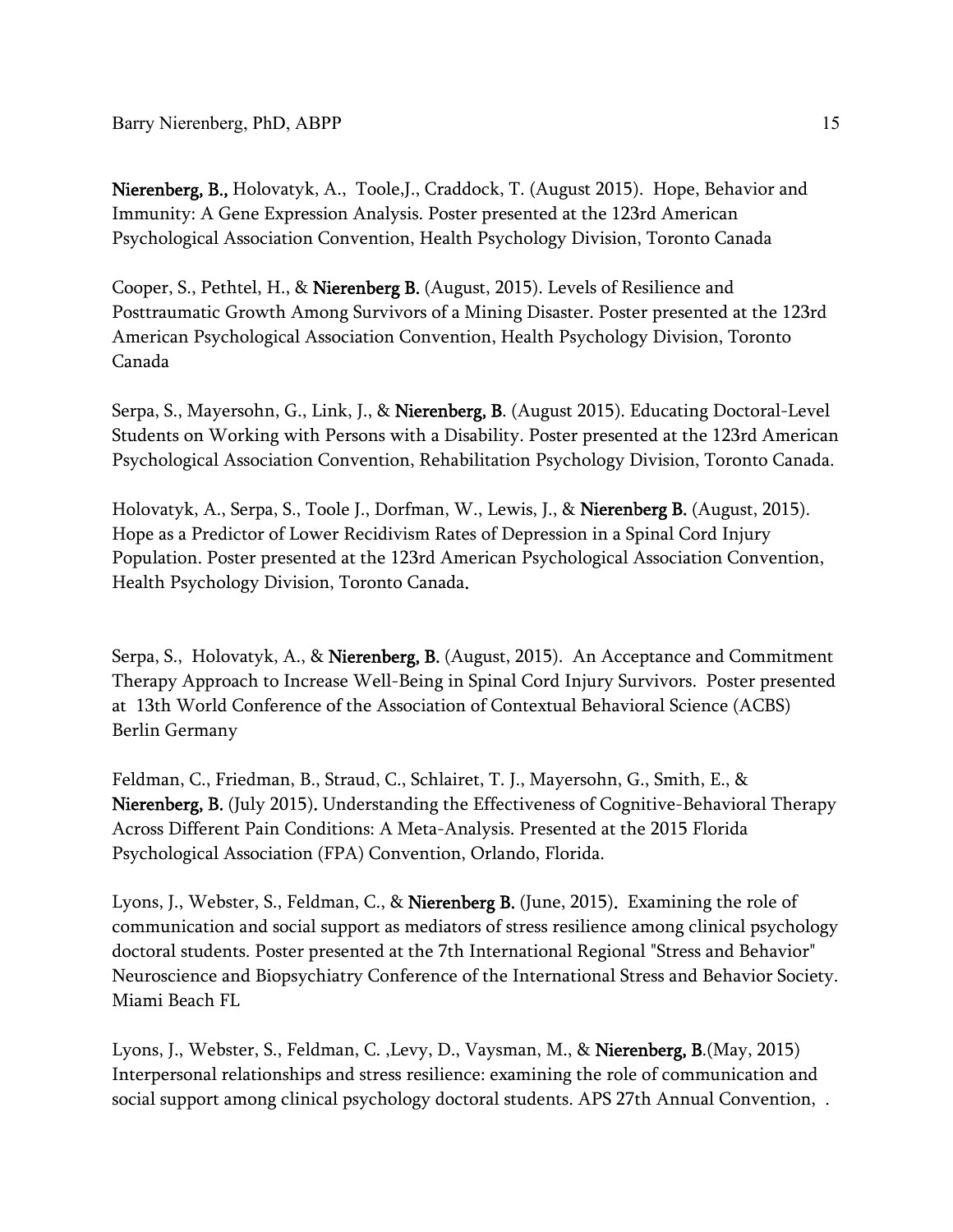**Nierenberg, B.,** Holovatyk, A., Toole,J., Craddock, T. (August 2015). Hope, Behavior and Immunity: A Gene Expression Analysis. Poster presented at the 123rd American Psychological Association Convention, Health Psychology Division, Toronto Canada

Cooper, S., Pethtel, H., & **Nierenberg B.** (August, 2015). Levels of Resilience and Posttraumatic Growth Among Survivors of a Mining Disaster. Poster presented at the 123rd American Psychological Association Convention, Health Psychology Division, Toronto Canada

Serpa, S., Mayersohn, G., Link, J., & **Nierenberg, B**. (August 2015). Educating Doctoral-Level Students on Working with Persons with a Disability. Poster presented at the 123rd American Psychological Association Convention, Rehabilitation Psychology Division, Toronto Canada.

Holovatyk, A., Serpa, S., Toole J., Dorfman, W., Lewis, J., & **Nierenberg B.** (August, 2015). Hope as a Predictor of Lower Recidivism Rates of Depression in a Spinal Cord Injury Population. Poster presented at the 123rd American Psychological Association Convention, Health Psychology Division, Toronto Canada.

Serpa, S., Holovatyk, A., & **Nierenberg, B.** (August, 2015). An Acceptance and Commitment Therapy Approach to Increase Well-Being in Spinal Cord Injury Survivors. Poster presented at 13th World Conference of the Association of Contextual Behavioral Science (ACBS) Berlin Germany

Feldman, C., Friedman, B., Straud, C., Schlairet, T. J., Mayersohn, G., Smith, E., & **Nierenberg, B.** (July 2015). Understanding the Effectiveness of Cognitive-Behavioral Therapy Across Different Pain Conditions: A Meta-Analysis. Presented at the 2015 Florida Psychological Association (FPA) Convention, Orlando, Florida.

Lyons, J., Webster, S., Feldman, C., & **Nierenberg B.** (June, 2015). Examining the role of communication and social support as mediators of stress resilience among clinical psychology doctoral students. Poster presented at the 7th International Regional "Stress and Behavior" Neuroscience and Biopsychiatry Conference of the International Stress and Behavior Society. Miami Beach FL

Lyons, J., Webster, S., Feldman, C. ,Levy, D., Vaysman, M., & **Nierenberg, B**.(May, 2015) Interpersonal relationships and stress resilience: examining the role of communication and social support among clinical psychology doctoral students. APS 27th Annual Convention, .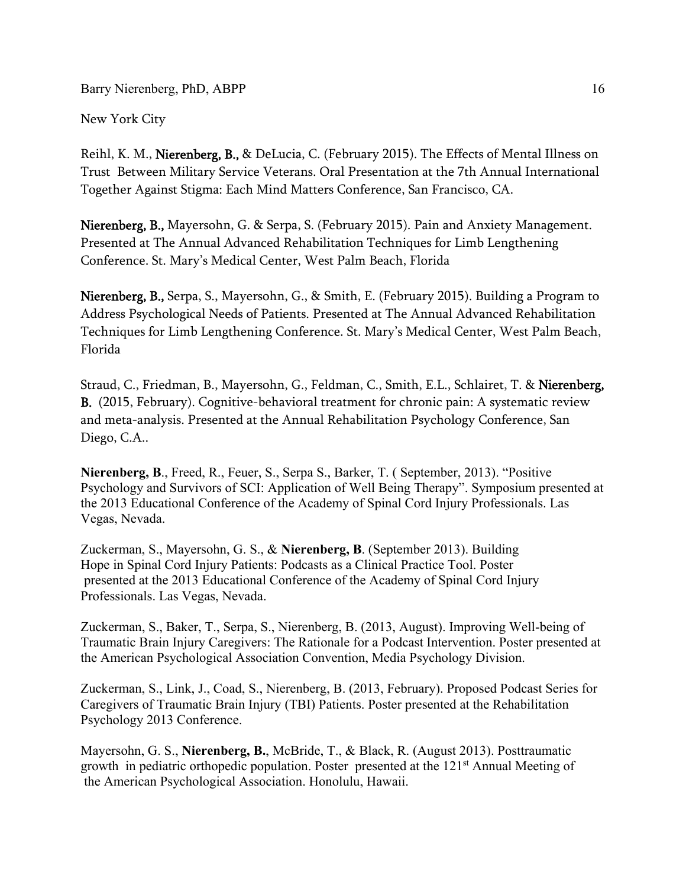New York City

Reihl, K. M., **Nierenberg, B.,** & DeLucia, C. (February 2015). The Effects of Mental Illness on Trust Between Military Service Veterans. Oral Presentation at the 7th Annual International Together Against Stigma: Each Mind Matters Conference, San Francisco, CA.

**Nierenberg, B.,** Mayersohn, G. & Serpa, S. (February 2015). Pain and Anxiety Management. Presented at The Annual Advanced Rehabilitation Techniques for Limb Lengthening Conference. St. Mary's Medical Center, West Palm Beach, Florida

**Nierenberg, B.,** Serpa, S., Mayersohn, G., & Smith, E. (February 2015). Building a Program to Address Psychological Needs of Patients. Presented at The Annual Advanced Rehabilitation Techniques for Limb Lengthening Conference. St. Mary's Medical Center, West Palm Beach, Florida

Straud, C., Friedman, B., Mayersohn, G., Feldman, C., Smith, E.L., Schlairet, T. & **Nierenberg, B.** (2015, February). Cognitive-behavioral treatment for chronic pain: A systematic review and meta-analysis. Presented at the Annual Rehabilitation Psychology Conference, San Diego, C.A..

**Nierenberg, B**., Freed, R., Feuer, S., Serpa S., Barker, T. ( September, 2013). "Positive Psychology and Survivors of SCI: Application of Well Being Therapy". Symposium presented at the 2013 Educational Conference of the Academy of Spinal Cord Injury Professionals. Las Vegas, Nevada.

Zuckerman, S., Mayersohn, G. S., & **Nierenberg, B**. (September 2013). Building Hope in Spinal Cord Injury Patients: Podcasts as a Clinical Practice Tool. Poster presented at the 2013 Educational Conference of the Academy of Spinal Cord Injury Professionals. Las Vegas, Nevada.

Zuckerman, S., Baker, T., Serpa, S., Nierenberg, B. (2013, August). Improving Well-being of Traumatic Brain Injury Caregivers: The Rationale for a Podcast Intervention. Poster presented at the American Psychological Association Convention, Media Psychology Division.

Zuckerman, S., Link, J., Coad, S., Nierenberg, B. (2013, February). Proposed Podcast Series for Caregivers of Traumatic Brain Injury (TBI) Patients. Poster presented at the Rehabilitation Psychology 2013 Conference.

Mayersohn, G. S., **Nierenberg, B.**, McBride, T., & Black, R. (August 2013). Posttraumatic growth in pediatric orthopedic population. Poster presented at the 121st Annual Meeting of the American Psychological Association. Honolulu, Hawaii.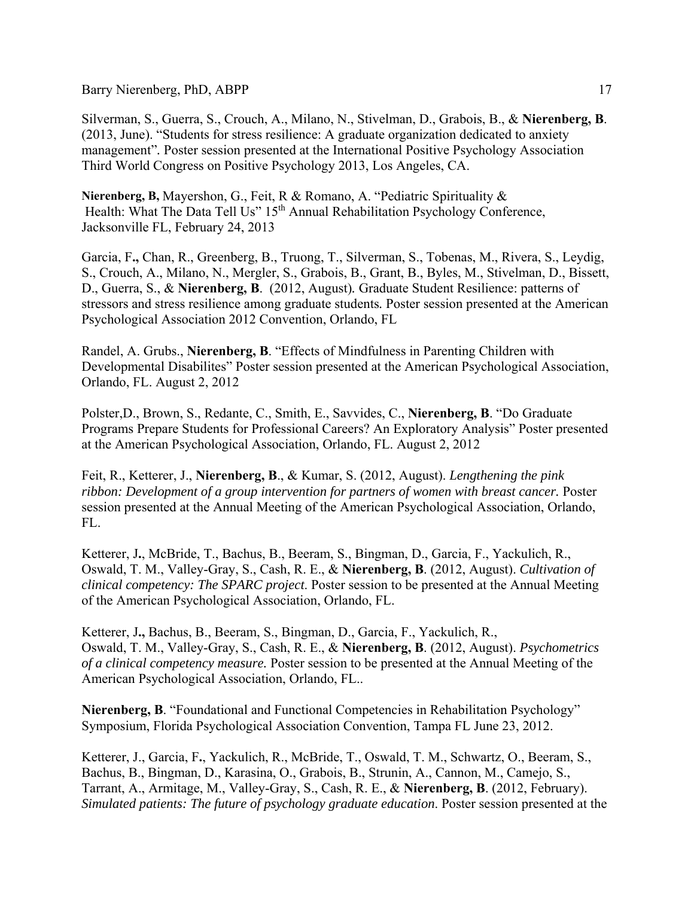Silverman, S., Guerra, S., Crouch, A., Milano, N., Stivelman, D., Grabois, B., & **Nierenberg, B**. (2013, June). "Students for stress resilience: A graduate organization dedicated to anxiety management". Poster session presented at the International Positive Psychology Association Third World Congress on Positive Psychology 2013, Los Angeles, CA.

**Nierenberg, B,** Mayershon, G., Feit, R & Romano, A. "Pediatric Spirituality & Health: What The Data Tell Us" 15th Annual Rehabilitation Psychology Conference, Jacksonville FL, February 24, 2013

Garcia, F**.,** Chan, R., Greenberg, B., Truong, T., Silverman, S., Tobenas, M., Rivera, S., Leydig, S., Crouch, A., Milano, N., Mergler, S., Grabois, B., Grant, B., Byles, M., Stivelman, D., Bissett, D., Guerra, S., & **Nierenberg, B**. (2012, August). Graduate Student Resilience: patterns of stressors and stress resilience among graduate students. Poster session presented at the American Psychological Association 2012 Convention, Orlando, FL

Randel, A. Grubs., **Nierenberg, B**. "Effects of Mindfulness in Parenting Children with Developmental Disabilites" Poster session presented at the American Psychological Association, Orlando, FL. August 2, 2012

Polster,D., Brown, S., Redante, C., Smith, E., Savvides, C., **Nierenberg, B**. "Do Graduate Programs Prepare Students for Professional Careers? An Exploratory Analysis" Poster presented at the American Psychological Association, Orlando, FL. August 2, 2012

Feit, R., Ketterer, J., **Nierenberg, B**., & Kumar, S. (2012, August). *Lengthening the pink ribbon: Development of a group intervention for partners of women with breast cancer.* Poster session presented at the Annual Meeting of the American Psychological Association, Orlando, FL.

Ketterer, J**.**, McBride, T., Bachus, B., Beeram, S., Bingman, D., Garcia, F., Yackulich, R., Oswald, T. M., Valley-Gray, S., Cash, R. E., & **Nierenberg, B**. (2012, August). *Cultivation of clinical competency: The SPARC project*. Poster session to be presented at the Annual Meeting of the American Psychological Association, Orlando, FL.

Ketterer, J**.,** Bachus, B., Beeram, S., Bingman, D., Garcia, F., Yackulich, R., Oswald, T. M., Valley-Gray, S., Cash, R. E., & **Nierenberg, B**. (2012, August). *Psychometrics of a clinical competency measure.* Poster session to be presented at the Annual Meeting of the American Psychological Association, Orlando, FL..

**Nierenberg, B**. "Foundational and Functional Competencies in Rehabilitation Psychology" Symposium, Florida Psychological Association Convention, Tampa FL June 23, 2012.

Ketterer, J., Garcia, F**.**, Yackulich, R., McBride, T., Oswald, T. M., Schwartz, O., Beeram, S., Bachus, B., Bingman, D., Karasina, O., Grabois, B., Strunin, A., Cannon, M., Camejo, S., Tarrant, A., Armitage, M., Valley-Gray, S., Cash, R. E., & **Nierenberg, B**. (2012, February). *Simulated patients: The future of psychology graduate education*. Poster session presented at the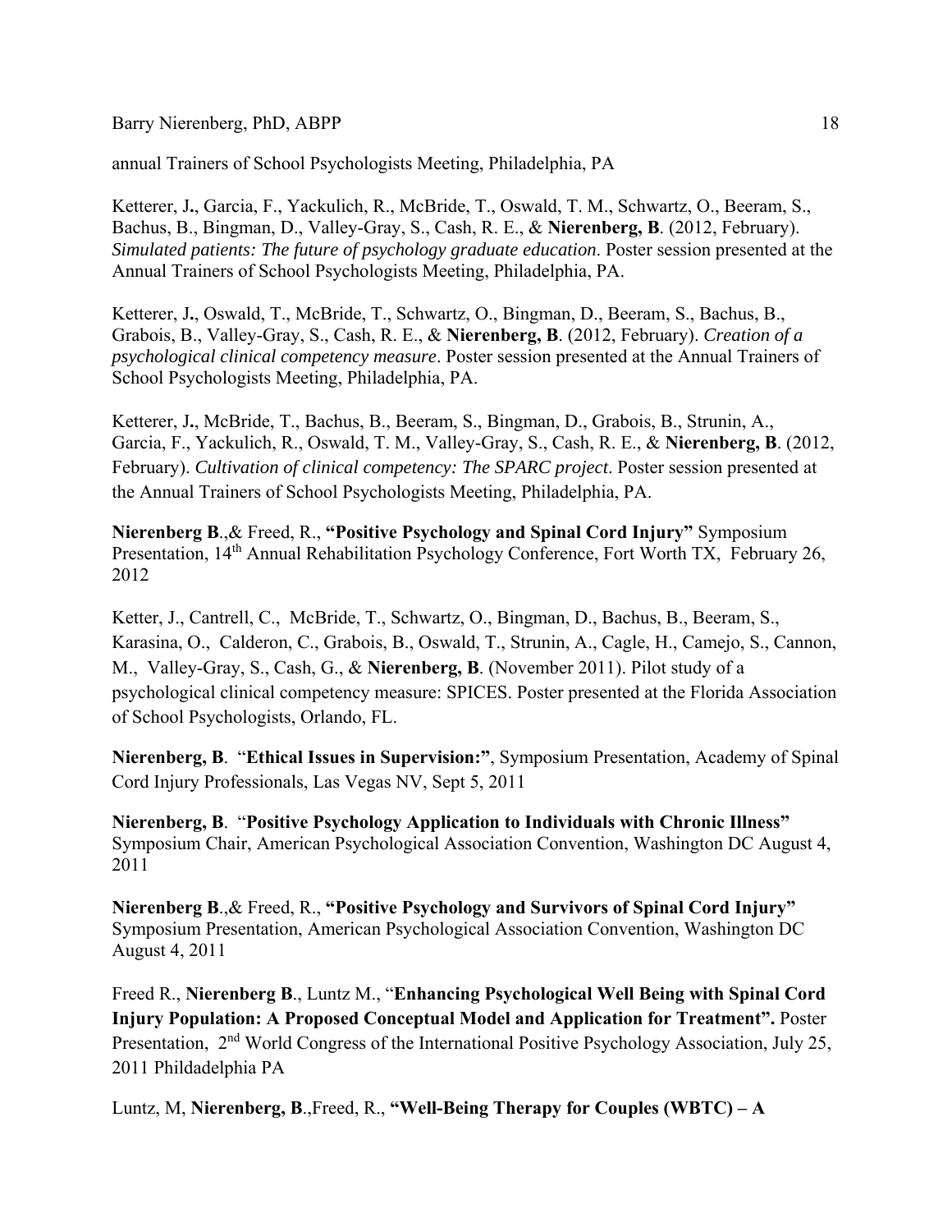annual Trainers of School Psychologists Meeting, Philadelphia, PA

Ketterer, J**.**, Garcia, F., Yackulich, R., McBride, T., Oswald, T. M., Schwartz, O., Beeram, S., Bachus, B., Bingman, D., Valley-Gray, S., Cash, R. E., & **Nierenberg, B**. (2012, February). *Simulated patients: The future of psychology graduate education.* Poster session presented at the Annual Trainers of School Psychologists Meeting, Philadelphia, PA.

Ketterer, J**.**, Oswald, T., McBride, T., Schwartz, O., Bingman, D., Beeram, S., Bachus, B., Grabois, B., Valley-Gray, S., Cash, R. E., & **Nierenberg, B**. (2012, February). *Creation of a psychological clinical competency measure*. Poster session presented at the Annual Trainers of School Psychologists Meeting, Philadelphia, PA.

Ketterer, J**.**, McBride, T., Bachus, B., Beeram, S., Bingman, D., Grabois, B., Strunin, A., Garcia, F., Yackulich, R., Oswald, T. M., Valley-Gray, S., Cash, R. E., & **Nierenberg, B**. (2012, February). *Cultivation of clinical competency: The SPARC project.* Poster session presented at the Annual Trainers of School Psychologists Meeting, Philadelphia, PA.

**Nierenberg B**.,& Freed, R., **"Positive Psychology and Spinal Cord Injury"** Symposium Presentation, 14th Annual Rehabilitation Psychology Conference, Fort Worth TX, February 26, 2012

Ketter, J., Cantrell, C., McBride, T., Schwartz, O., Bingman, D., Bachus, B., Beeram, S., Karasina, O., Calderon, C., Grabois, B., Oswald, T., Strunin, A., Cagle, H., Camejo, S., Cannon, M., Valley-Gray, S., Cash, G., & **Nierenberg, B**. (November 2011). Pilot study of a psychological clinical competency measure: SPICES. Poster presented at the Florida Association of School Psychologists, Orlando, FL.

**Nierenberg, B**. "**Ethical Issues in Supervision:"**, Symposium Presentation, Academy of Spinal Cord Injury Professionals, Las Vegas NV, Sept 5, 2011

**Nierenberg, B**. "**Positive Psychology Application to Individuals with Chronic Illness"** Symposium Chair, American Psychological Association Convention, Washington DC August 4, 2011

**Nierenberg B**.,& Freed, R., **"Positive Psychology and Survivors of Spinal Cord Injury"** Symposium Presentation, American Psychological Association Convention, Washington DC August 4, 2011

Freed R., **Nierenberg B**., Luntz M., "**Enhancing Psychological Well Being with Spinal Cord Injury Population: A Proposed Conceptual Model and Application for Treatment".** Poster Presentation, 2nd World Congress of the International Positive Psychology Association, July 25, 2011 Phildadelphia PA

Luntz, M, **Nierenberg, B**.,Freed, R., **"Well-Being Therapy for Couples (WBTC) – A**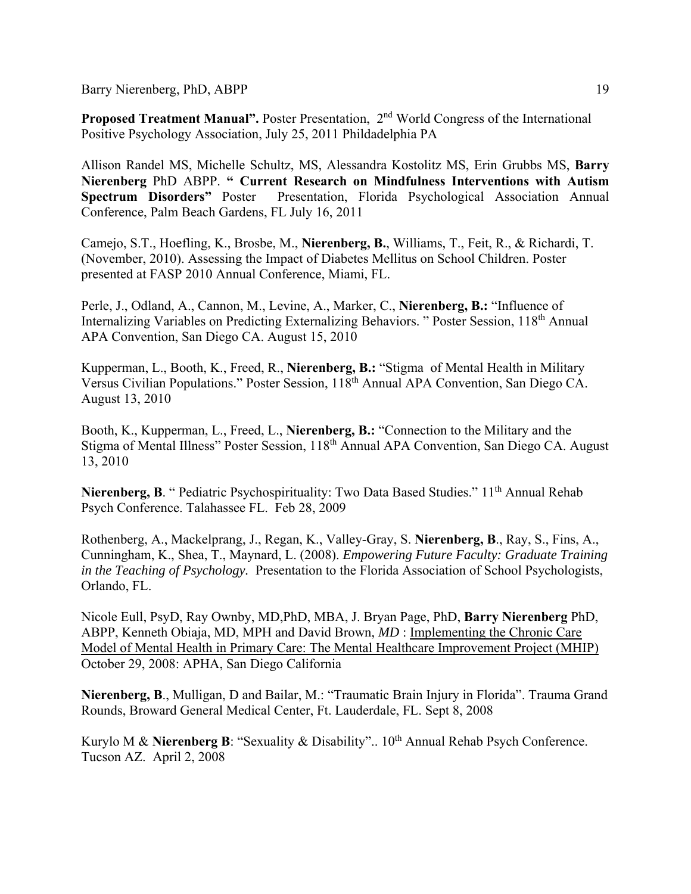**Proposed Treatment Manual".** Poster Presentation, 2nd World Congress of the International Positive Psychology Association, July 25, 2011 Phildadelphia PA

Allison Randel MS, Michelle Schultz, MS, Alessandra Kostolitz MS, Erin Grubbs MS, **Barry Nierenberg** PhD ABPP. **" Current Research on Mindfulness Interventions with Autism Spectrum Disorders"** Poster Presentation, Florida Psychological Association Annual Conference, Palm Beach Gardens, FL July 16, 2011

Camejo, S.T., Hoefling, K., Brosbe, M., **Nierenberg, B.**, Williams, T., Feit, R., & Richardi, T. (November, 2010). Assessing the Impact of Diabetes Mellitus on School Children. Poster presented at FASP 2010 Annual Conference, Miami, FL.

Perle, J., Odland, A., Cannon, M., Levine, A., Marker, C., **Nierenberg, B.:** "Influence of Internalizing Variables on Predicting Externalizing Behaviors. " Poster Session, 118th Annual APA Convention, San Diego CA. August 15, 2010

Kupperman, L., Booth, K., Freed, R., **Nierenberg, B.:** "Stigma of Mental Health in Military Versus Civilian Populations." Poster Session, 118th Annual APA Convention, San Diego CA. August 13, 2010

Booth, K., Kupperman, L., Freed, L., **Nierenberg, B.:** "Connection to the Military and the Stigma of Mental Illness" Poster Session, 118th Annual APA Convention, San Diego CA. August 13, 2010

**Nierenberg, B**. " Pediatric Psychospirituality: Two Data Based Studies." 11th Annual Rehab Psych Conference. Talahassee FL. Feb 28, 2009

Rothenberg, A., Mackelprang, J., Regan, K., Valley-Gray, S. **Nierenberg, B**., Ray, S., Fins, A., Cunningham, K., Shea, T., Maynard, L. (2008). *Empowering Future Faculty: Graduate Training in the Teaching of Psychology.* Presentation to the Florida Association of School Psychologists, Orlando, FL.

Nicole Eull, PsyD, Ray Ownby, MD,PhD, MBA, J. Bryan Page, PhD, **Barry Nierenberg** PhD, ABPP, Kenneth Obiaja, MD, MPH and David Brown, *MD* : Implementing the Chronic Care Model of Mental Health in Primary Care: The Mental Healthcare Improvement Project (MHIP) October 29, 2008: APHA, San Diego California

**Nierenberg, B**., Mulligan, D and Bailar, M.: "Traumatic Brain Injury in Florida". Trauma Grand Rounds, Broward General Medical Center, Ft. Lauderdale, FL. Sept 8, 2008

Kurylo M & **Nierenberg B**: "Sexuality & Disability".. 10th Annual Rehab Psych Conference. Tucson AZ. April 2, 2008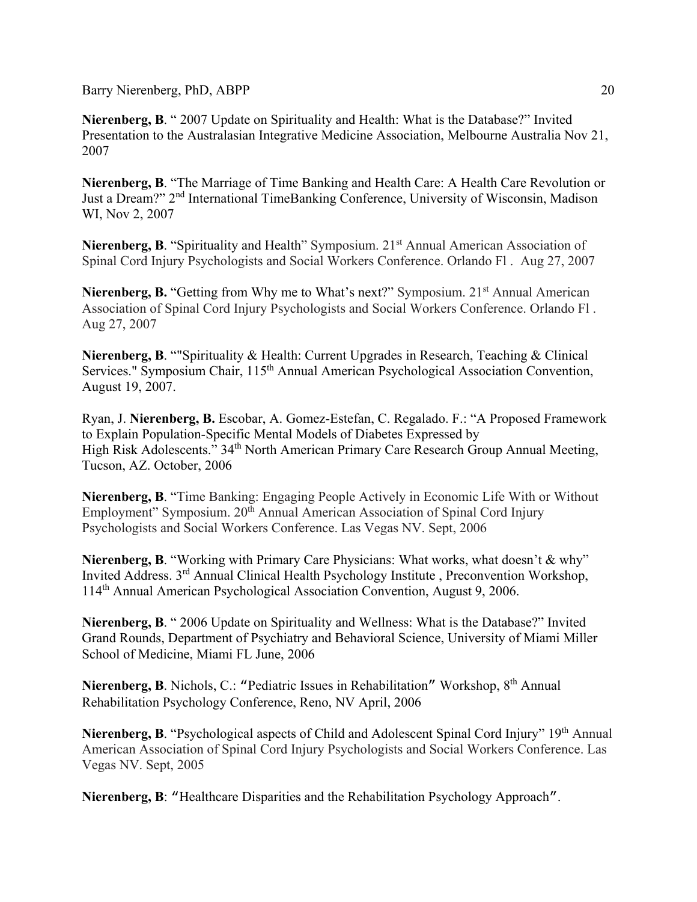**Nierenberg, B**. " 2007 Update on Spirituality and Health: What is the Database?" Invited Presentation to the Australasian Integrative Medicine Association, Melbourne Australia Nov 21, 2007

**Nierenberg, B**. "The Marriage of Time Banking and Health Care: A Health Care Revolution or Just a Dream?" 2nd International TimeBanking Conference, University of Wisconsin, Madison WI, Nov 2, 2007

**Nierenberg, B**. "Spirituality and Health" Symposium. 21st Annual American Association of Spinal Cord Injury Psychologists and Social Workers Conference. Orlando Fl . Aug 27, 2007

**Nierenberg, B.** "Getting from Why me to What's next?" Symposium. 21st Annual American Association of Spinal Cord Injury Psychologists and Social Workers Conference. Orlando Fl . Aug 27, 2007

**Nierenberg, B**. ""Spirituality & Health: Current Upgrades in Research, Teaching & Clinical Services." Symposium Chair, 115th Annual American Psychological Association Convention, August 19, 2007.

Ryan, J. **Nierenberg, B.** Escobar, A. Gomez-Estefan, C. Regalado. F.: "A Proposed Framework to Explain Population-Specific Mental Models of Diabetes Expressed by High Risk Adolescents." 34th North American Primary Care Research Group Annual Meeting, Tucson, AZ. October, 2006

**Nierenberg, B**. "Time Banking: Engaging People Actively in Economic Life With or Without Employment" Symposium. 20th Annual American Association of Spinal Cord Injury Psychologists and Social Workers Conference. Las Vegas NV. Sept, 2006

**Nierenberg, B**. "Working with Primary Care Physicians: What works, what doesn't & why" Invited Address. 3rd Annual Clinical Health Psychology Institute , Preconvention Workshop, 114th Annual American Psychological Association Convention, August 9, 2006.

**Nierenberg, B**. " 2006 Update on Spirituality and Wellness: What is the Database?" Invited Grand Rounds, Department of Psychiatry and Behavioral Science, University of Miami Miller School of Medicine, Miami FL June, 2006

**Nierenberg, B**. Nichols, C.: "Pediatric Issues in Rehabilitation" Workshop, 8th Annual Rehabilitation Psychology Conference, Reno, NV April, 2006

**Nierenberg, B**. "Psychological aspects of Child and Adolescent Spinal Cord Injury" 19th Annual American Association of Spinal Cord Injury Psychologists and Social Workers Conference. Las Vegas NV. Sept, 2005

**Nierenberg, B**: "Healthcare Disparities and the Rehabilitation Psychology Approach".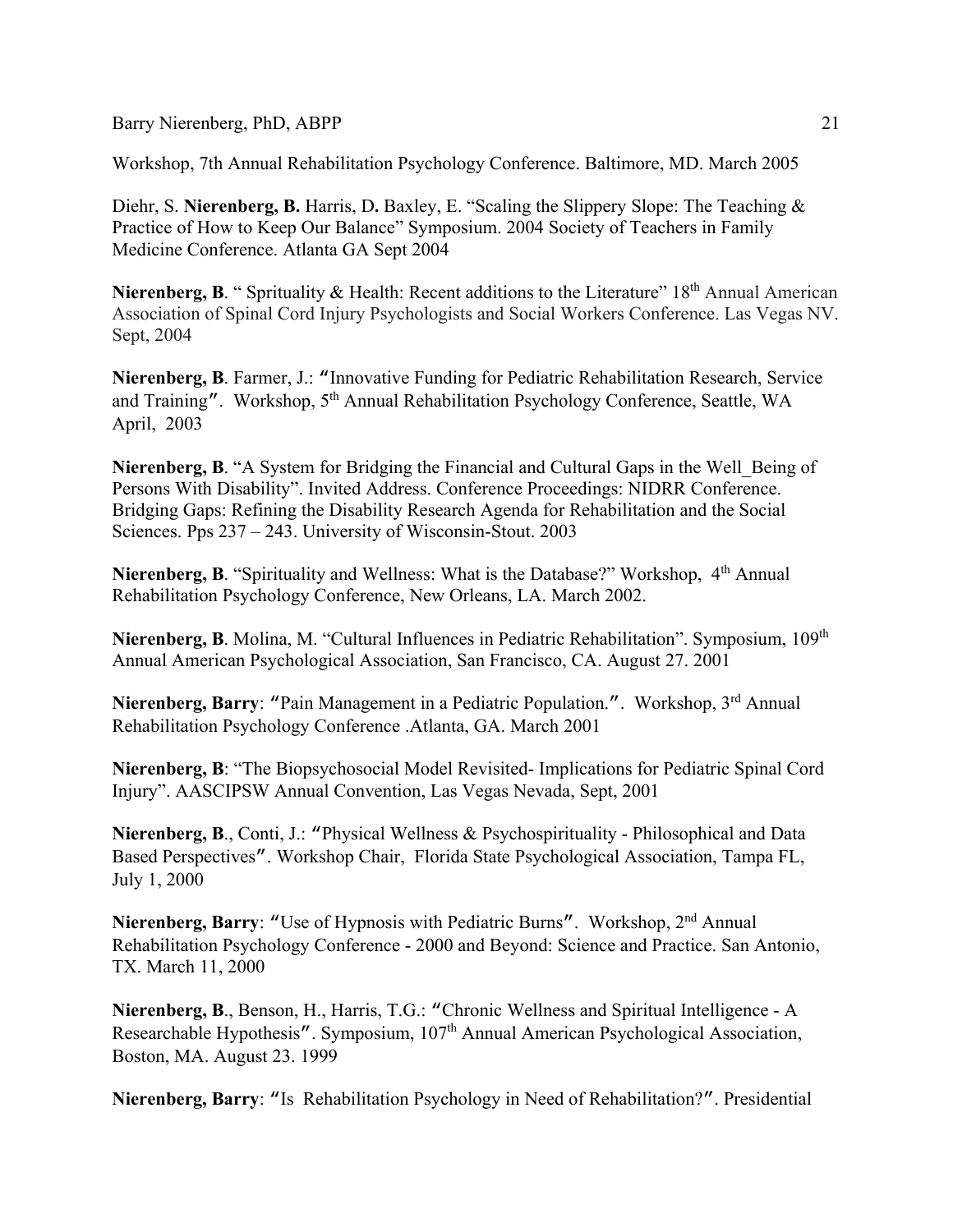Workshop, 7th Annual Rehabilitation Psychology Conference. Baltimore, MD. March 2005

Diehr, S. **Nierenberg, B.** Harris, D**.** Baxley, E. "Scaling the Slippery Slope: The Teaching & Practice of How to Keep Our Balance" Symposium. 2004 Society of Teachers in Family Medicine Conference. Atlanta GA Sept 2004

**Nierenberg, B**. " Sprituality & Health: Recent additions to the Literature" 18th Annual American Association of Spinal Cord Injury Psychologists and Social Workers Conference. Las Vegas NV. Sept, 2004

**Nierenberg, B**. Farmer, J.: "Innovative Funding for Pediatric Rehabilitation Research, Service and Training". Workshop, 5th Annual Rehabilitation Psychology Conference, Seattle, WA April, 2003

**Nierenberg, B**. "A System for Bridging the Financial and Cultural Gaps in the Well_Being of Persons With Disability". Invited Address. Conference Proceedings: NIDRR Conference. Bridging Gaps: Refining the Disability Research Agenda for Rehabilitation and the Social Sciences. Pps 237 – 243. University of Wisconsin-Stout. 2003

**Nierenberg, B**. "Spirituality and Wellness: What is the Database?" Workshop, 4th Annual Rehabilitation Psychology Conference, New Orleans, LA. March 2002.

**Nierenberg, B**. Molina, M. "Cultural Influences in Pediatric Rehabilitation". Symposium, 109th Annual American Psychological Association, San Francisco, CA. August 27. 2001

**Nierenberg, Barry**: "Pain Management in a Pediatric Population.". Workshop, 3rd Annual Rehabilitation Psychology Conference .Atlanta, GA. March 2001

**Nierenberg, B**: "The Biopsychosocial Model Revisited- Implications for Pediatric Spinal Cord Injury". AASCIPSW Annual Convention, Las Vegas Nevada, Sept, 2001

**Nierenberg, B**., Conti, J.: "Physical Wellness & Psychospirituality - Philosophical and Data Based Perspectives". Workshop Chair, Florida State Psychological Association, Tampa FL, July 1, 2000

**Nierenberg, Barry**: "Use of Hypnosis with Pediatric Burns". Workshop, 2nd Annual Rehabilitation Psychology Conference - 2000 and Beyond: Science and Practice. San Antonio, TX. March 11, 2000

**Nierenberg, B**., Benson, H., Harris, T.G.: "Chronic Wellness and Spiritual Intelligence - A Researchable Hypothesis". Symposium, 107th Annual American Psychological Association, Boston, MA. August 23. 1999

**Nierenberg, Barry**: "Is Rehabilitation Psychology in Need of Rehabilitation?". Presidential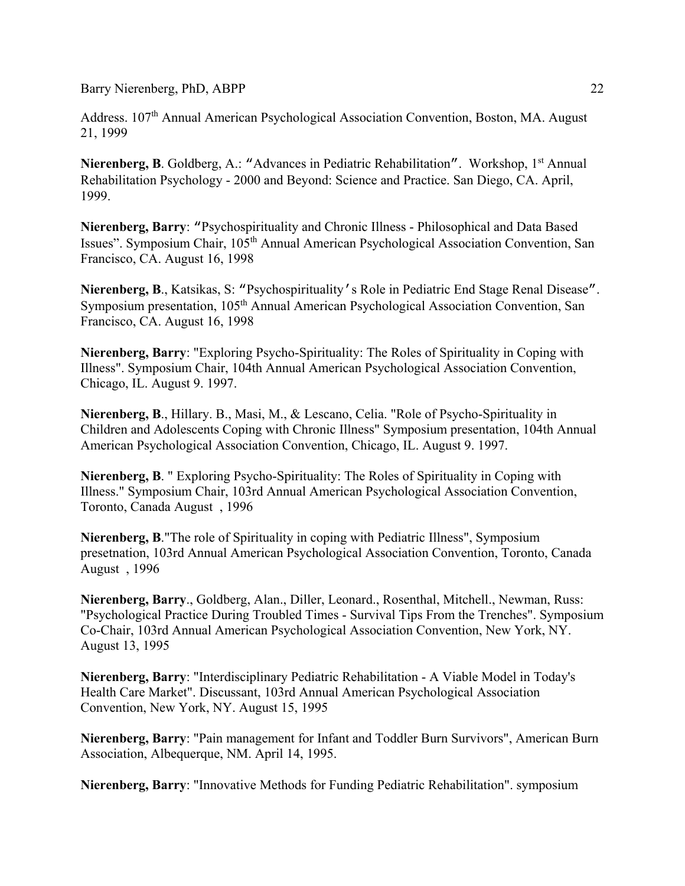Address. 107th Annual American Psychological Association Convention, Boston, MA. August 21, 1999

**Nierenberg, B**. Goldberg, A.: "Advances in Pediatric Rehabilitation". Workshop, 1st Annual Rehabilitation Psychology - 2000 and Beyond: Science and Practice. San Diego, CA. April, 1999.

**Nierenberg, Barry**: "Psychospirituality and Chronic Illness - Philosophical and Data Based Issues". Symposium Chair, 105th Annual American Psychological Association Convention, San Francisco, CA. August 16, 1998

**Nierenberg, B**., Katsikas, S: "Psychospirituality's Role in Pediatric End Stage Renal Disease". Symposium presentation, 105th Annual American Psychological Association Convention, San Francisco, CA. August 16, 1998

**Nierenberg, Barry**: "Exploring Psycho-Spirituality: The Roles of Spirituality in Coping with Illness". Symposium Chair, 104th Annual American Psychological Association Convention, Chicago, IL. August 9. 1997.

**Nierenberg, B**., Hillary. B., Masi, M., & Lescano, Celia. "Role of Psycho-Spirituality in Children and Adolescents Coping with Chronic Illness" Symposium presentation, 104th Annual American Psychological Association Convention, Chicago, IL. August 9. 1997.

**Nierenberg, B**. " Exploring Psycho-Spirituality: The Roles of Spirituality in Coping with Illness." Symposium Chair, 103rd Annual American Psychological Association Convention, Toronto, Canada August , 1996

**Nierenberg, B**."The role of Spirituality in coping with Pediatric Illness", Symposium presetnation, 103rd Annual American Psychological Association Convention, Toronto, Canada August , 1996

**Nierenberg, Barry**., Goldberg, Alan., Diller, Leonard., Rosenthal, Mitchell., Newman, Russ: "Psychological Practice During Troubled Times - Survival Tips From the Trenches". Symposium Co-Chair, 103rd Annual American Psychological Association Convention, New York, NY. August 13, 1995

**Nierenberg, Barry**: "Interdisciplinary Pediatric Rehabilitation - A Viable Model in Today's Health Care Market". Discussant, 103rd Annual American Psychological Association Convention, New York, NY. August 15, 1995

**Nierenberg, Barry**: "Pain management for Infant and Toddler Burn Survivors", American Burn Association, Albequerque, NM. April 14, 1995.

**Nierenberg, Barry**: "Innovative Methods for Funding Pediatric Rehabilitation". symposium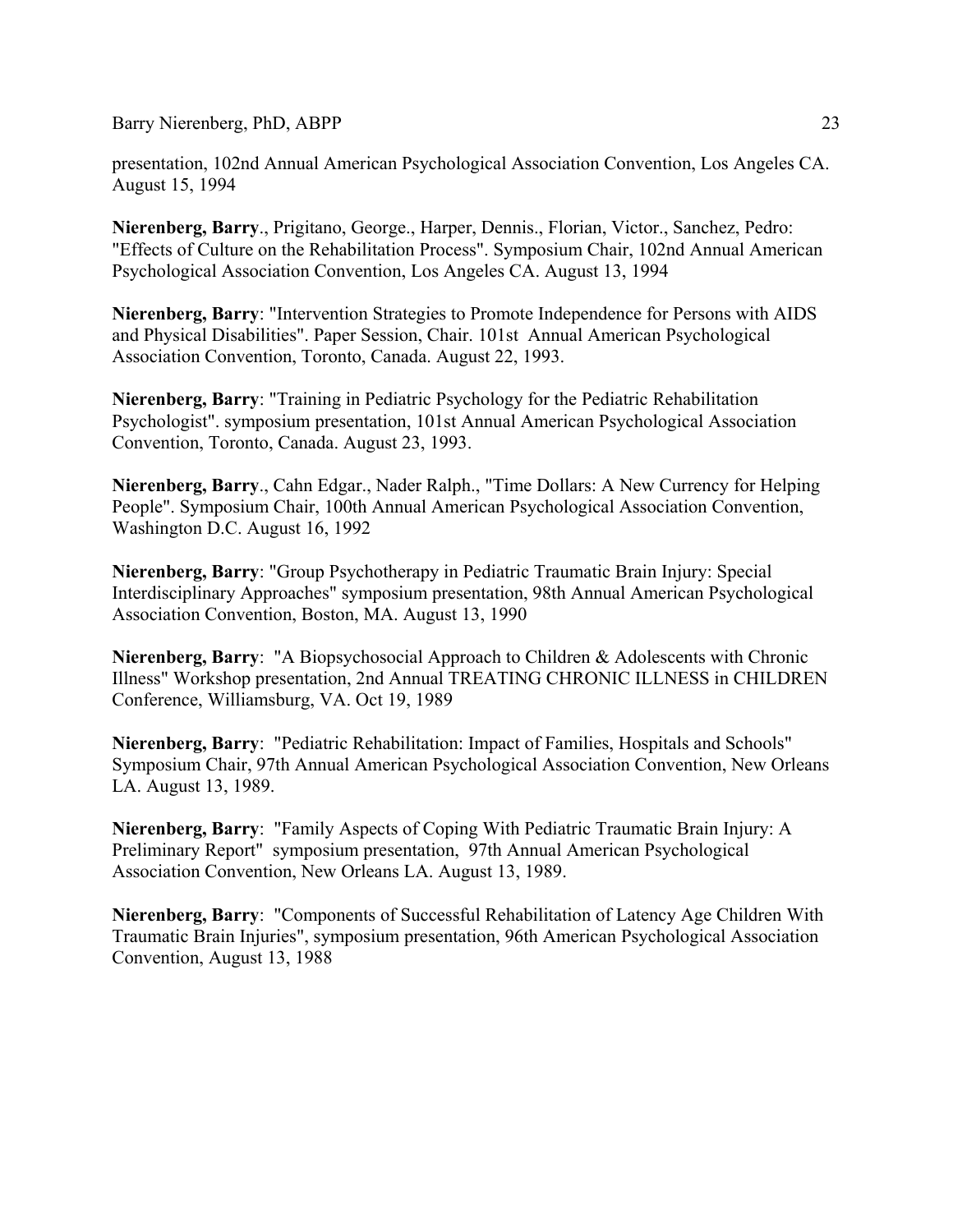presentation, 102nd Annual American Psychological Association Convention, Los Angeles CA. August 15, 1994

**Nierenberg, Barry**., Prigitano, George., Harper, Dennis., Florian, Victor., Sanchez, Pedro: "Effects of Culture on the Rehabilitation Process". Symposium Chair, 102nd Annual American Psychological Association Convention, Los Angeles CA. August 13, 1994

**Nierenberg, Barry**: "Intervention Strategies to Promote Independence for Persons with AIDS and Physical Disabilities". Paper Session, Chair. 101st Annual American Psychological Association Convention, Toronto, Canada. August 22, 1993.

**Nierenberg, Barry**: "Training in Pediatric Psychology for the Pediatric Rehabilitation Psychologist". symposium presentation, 101st Annual American Psychological Association Convention, Toronto, Canada. August 23, 1993.

**Nierenberg, Barry**., Cahn Edgar., Nader Ralph., "Time Dollars: A New Currency for Helping People". Symposium Chair, 100th Annual American Psychological Association Convention, Washington D.C. August 16, 1992

**Nierenberg, Barry**: "Group Psychotherapy in Pediatric Traumatic Brain Injury: Special Interdisciplinary Approaches" symposium presentation, 98th Annual American Psychological Association Convention, Boston, MA. August 13, 1990

**Nierenberg, Barry**: "A Biopsychosocial Approach to Children & Adolescents with Chronic Illness" Workshop presentation, 2nd Annual TREATING CHRONIC ILLNESS in CHILDREN Conference, Williamsburg, VA. Oct 19, 1989

**Nierenberg, Barry**: "Pediatric Rehabilitation: Impact of Families, Hospitals and Schools" Symposium Chair, 97th Annual American Psychological Association Convention, New Orleans LA. August 13, 1989.

**Nierenberg, Barry**: "Family Aspects of Coping With Pediatric Traumatic Brain Injury: A Preliminary Report" symposium presentation, 97th Annual American Psychological Association Convention, New Orleans LA. August 13, 1989.

**Nierenberg, Barry**: "Components of Successful Rehabilitation of Latency Age Children With Traumatic Brain Injuries", symposium presentation, 96th American Psychological Association Convention, August 13, 1988